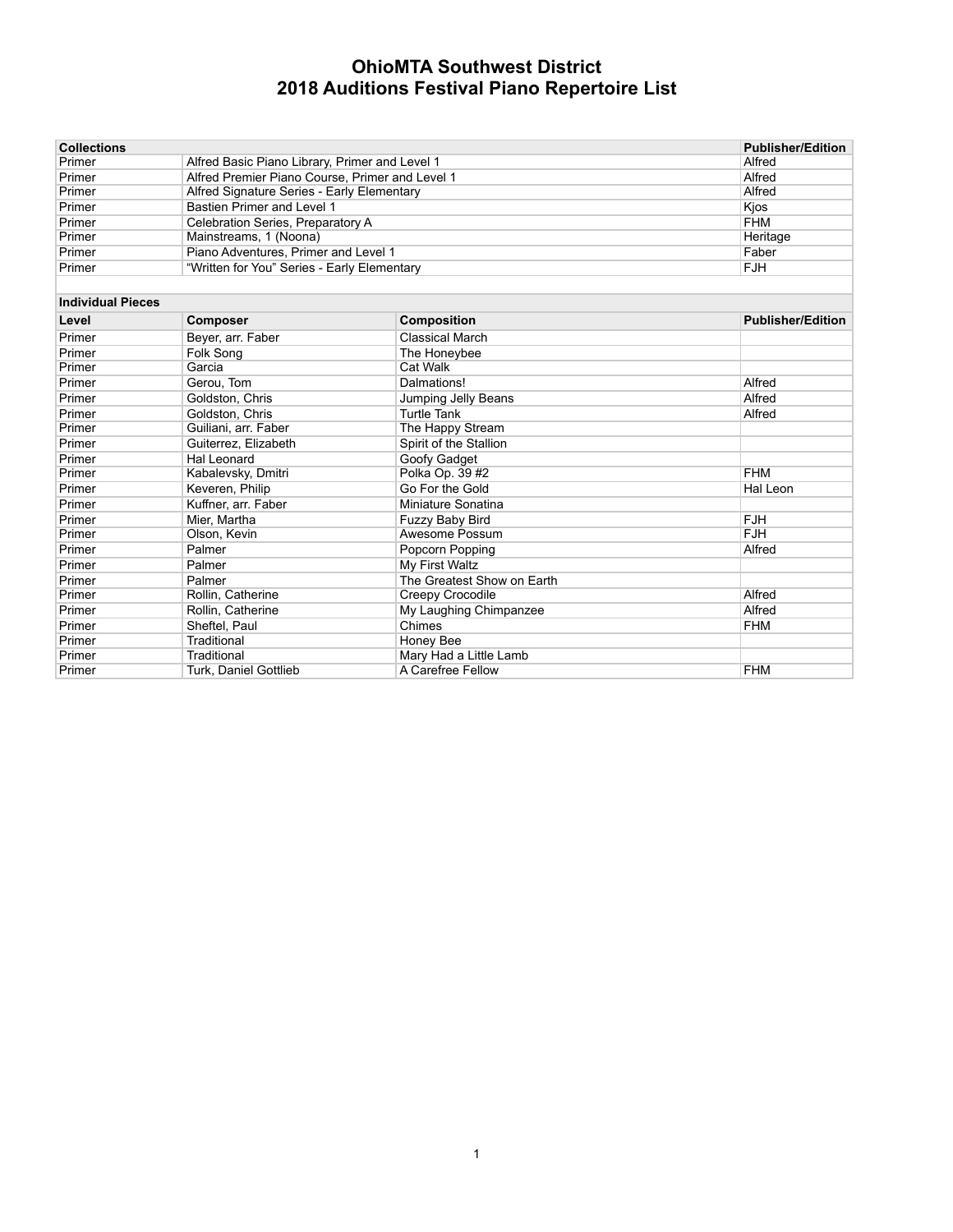# OhioMTA Southwest District
## 2018 Auditions Festival Piano Repertoire List

| Collections | | Publisher/Edition |
|---|---|---|
| Primer | Alfred Basic Piano Library, Primer and Level 1 | Alfred |
| Primer | Alfred Premier Piano Course, Primer and Level 1 | Alfred |
| Primer | Alfred Signature Series - Early Elementary | Alfred |
| Primer | Bastien Primer and Level 1 | Kjos |
| Primer | Celebration Series, Preparatory A | FHM |
| Primer | Mainstreams, 1 (Noona) | Heritage |
| Primer | Piano Adventures, Primer and Level 1 | Faber |
| Primer | "Written for You" Series - Early Elementary | FJH |

**Individual Pieces**

| Level | Composer | Composition | Publisher/Edition |
|---|---|---|---|
| Primer | Beyer, arr. Faber | Classical March | |
| Primer | Folk Song | The Honeybee | |
| Primer | Garcia | Cat Walk | |
| Primer | Gerou, Tom | Dalmations! | Alfred |
| Primer | Goldston, Chris | Jumping Jelly Beans | Alfred |
| Primer | Goldston, Chris | Turtle Tank | Alfred |
| Primer | Guiliani, arr. Faber | The Happy Stream | |
| Primer | Guiterrez, Elizabeth | Spirit of the Stallion | |
| Primer | Hal Leonard | Goofy Gadget | |
| Primer | Kabalevsky, Dmitri | Polka Op. 39 #2 | FHM |
| Primer | Keveren, Philip | Go For the Gold | Hal Leon |
| Primer | Kuffner, arr. Faber | Miniature Sonatina | |
| Primer | Mier, Martha | Fuzzy Baby Bird | FJH |
| Primer | Olson, Kevin | Awesome Possum | FJH |
| Primer | Palmer | Popcorn Popping | Alfred |
| Primer | Palmer | My First Waltz | |
| Primer | Palmer | The Greatest Show on Earth | |
| Primer | Rollin, Catherine | Creepy Crocodile | Alfred |
| Primer | Rollin, Catherine | My Laughing Chimpanzee | Alfred |
| Primer | Sheftel, Paul | Chimes | FHM |
| Primer | Traditional | Honey Bee | |
| Primer | Traditional | Mary Had a Little Lamb | |
| Primer | Turk, Daniel Gottlieb | A Carefree Fellow | FHM |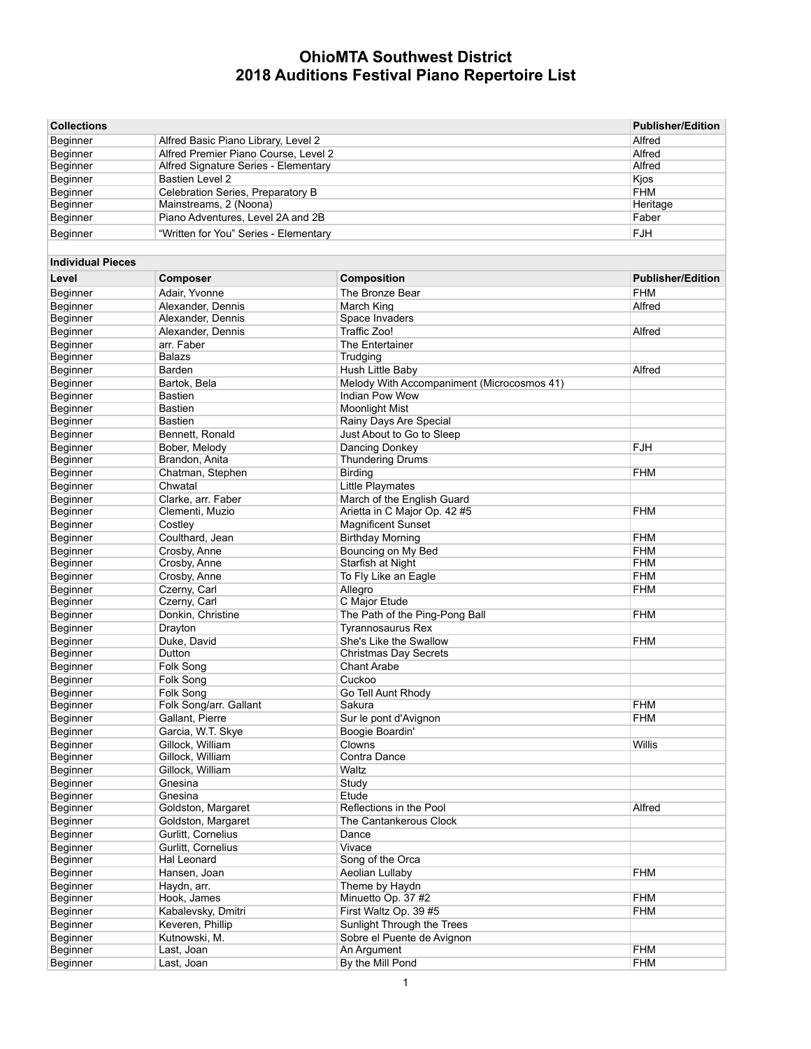# OhioMTA Southwest District
# 2018 Auditions Festival Piano Repertoire List

| Collections | | Publisher/Edition |
|---|---|---|
| Beginner | Alfred Basic Piano Library, Level 2 | Alfred |
| Beginner | Alfred Premier Piano Course, Level 2 | Alfred |
| Beginner | Alfred Signature Series - Elementary | Alfred |
| Beginner | Bastien Level 2 | Kjos |
| Beginner | Celebration Series, Preparatory B | FHM |
| Beginner | Mainstreams, 2 (Noona) | Heritage |
| Beginner | Piano Adventures, Level 2A and 2B | Faber |
| Beginner | "Written for You" Series - Elementary | FJH |

**Individual Pieces**

| Level | Composer | Composition | Publisher/Edition |
|---|---|---|---|
| Beginner | Adair, Yvonne | The Bronze Bear | FHM |
| Beginner | Alexander, Dennis | March King | Alfred |
| Beginner | Alexander, Dennis | Space Invaders | |
| Beginner | Alexander, Dennis | Traffic Zoo! | Alfred |
| Beginner | arr. Faber | The Entertainer | |
| Beginner | Balazs | Trudging | |
| Beginner | Barden | Hush Little Baby | Alfred |
| Beginner | Bartok, Bela | Melody With Accompaniment (Microcosmos 41) | |
| Beginner | Bastien | Indian Pow Wow | |
| Beginner | Bastien | Moonlight Mist | |
| Beginner | Bastien | Rainy Days Are Special | |
| Beginner | Bennett, Ronald | Just About to Go to Sleep | |
| Beginner | Bober, Melody | Dancing Donkey | FJH |
| Beginner | Brandon, Anita | Thundering Drums | |
| Beginner | Chatman, Stephen | Birding | FHM |
| Beginner | Chwatal | Little Playmates | |
| Beginner | Clarke, arr. Faber | March of the English Guard | |
| Beginner | Clementi, Muzio | Arietta in C Major Op. 42 #5 | FHM |
| Beginner | Costley | Magnificent Sunset | |
| Beginner | Coulthard, Jean | Birthday Morning | FHM |
| Beginner | Crosby, Anne | Bouncing on My Bed | FHM |
| Beginner | Crosby, Anne | Starfish at Night | FHM |
| Beginner | Crosby, Anne | To Fly Like an Eagle | FHM |
| Beginner | Czerny, Carl | Allegro | FHM |
| Beginner | Czerny, Carl | C Major Etude | |
| Beginner | Donkin, Christine | The Path of the Ping-Pong Ball | FHM |
| Beginner | Drayton | Tyrannosaurus Rex | |
| Beginner | Duke, David | She's Like the Swallow | FHM |
| Beginner | Dutton | Christmas Day Secrets | |
| Beginner | Folk Song | Chant Arabe | |
| Beginner | Folk Song | Cuckoo | |
| Beginner | Folk Song | Go Tell Aunt Rhody | |
| Beginner | Folk Song/arr. Gallant | Sakura | FHM |
| Beginner | Gallant, Pierre | Sur le pont d'Avignon | FHM |
| Beginner | Garcia, W.T. Skye | Boogie Boardin' | |
| Beginner | Gillock, William | Clowns | Willis |
| Beginner | Gillock, William | Contra Dance | |
| Beginner | Gillock, William | Waltz | |
| Beginner | Gnesina | Study | |
| Beginner | Gnesina | Etude | |
| Beginner | Goldston, Margaret | Reflections in the Pool | Alfred |
| Beginner | Goldston, Margaret | The Cantankerous Clock | |
| Beginner | Gurlitt, Cornelius | Dance | |
| Beginner | Gurlitt, Cornelius | Vivace | |
| Beginner | Hal Leonard | Song of the Orca | |
| Beginner | Hansen, Joan | Aeolian Lullaby | FHM |
| Beginner | Haydn, arr. | Theme by Haydn | |
| Beginner | Hook, James | Minuetto Op. 37 #2 | FHM |
| Beginner | Kabalevsky, Dmitri | First Waltz Op. 39 #5 | FHM |
| Beginner | Keveren, Phillip | Sunlight Through the Trees | |
| Beginner | Kutnowski, M. | Sobre el Puente de Avignon | |
| Beginner | Last, Joan | An Argument | FHM |
| Beginner | Last, Joan | By the Mill Pond | FHM |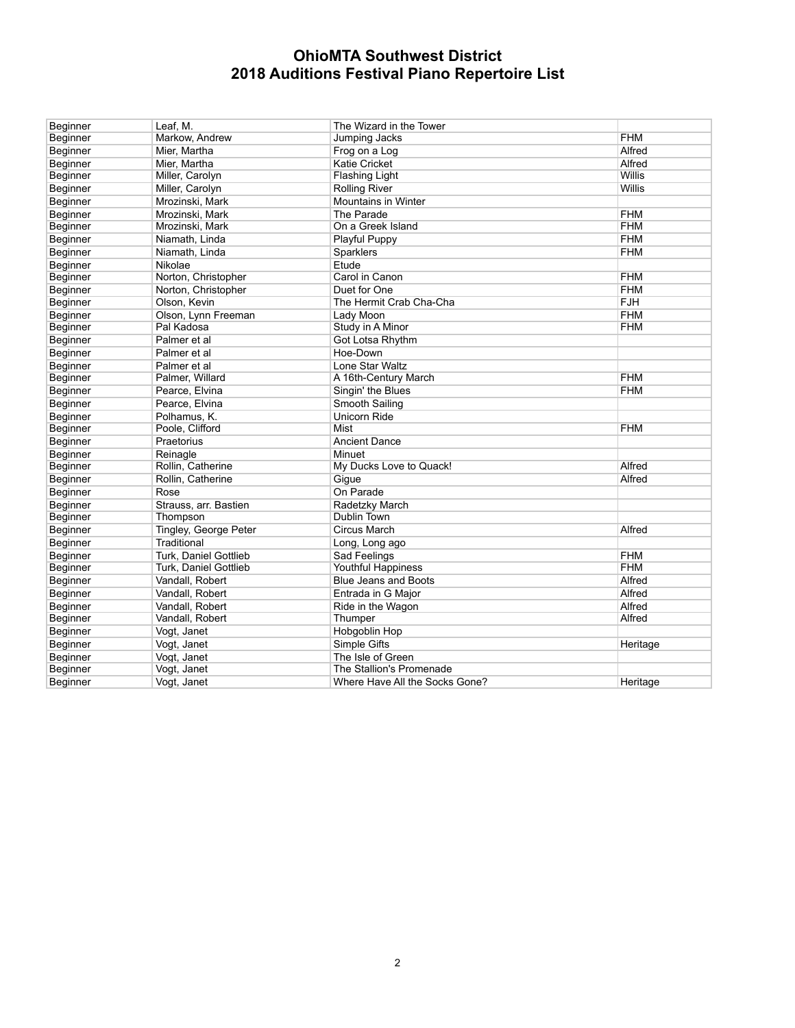# OhioMTA Southwest District
# 2018 Auditions Festival Piano Repertoire List

| | | | |
|---|---|---|---|
| Beginner | Leaf, M. | The Wizard in the Tower | |
| Beginner | Markow, Andrew | Jumping Jacks | FHM |
| Beginner | Mier, Martha | Frog on a Log | Alfred |
| Beginner | Mier, Martha | Katie Cricket | Alfred |
| Beginner | Miller, Carolyn | Flashing Light | Willis |
| Beginner | Miller, Carolyn | Rolling River | Willis |
| Beginner | Mrozinski, Mark | Mountains in Winter | |
| Beginner | Mrozinski, Mark | The Parade | FHM |
| Beginner | Mrozinski, Mark | On a Greek Island | FHM |
| Beginner | Niamath, Linda | Playful Puppy | FHM |
| Beginner | Niamath, Linda | Sparklers | FHM |
| Beginner | Nikolae | Etude | |
| Beginner | Norton, Christopher | Carol in Canon | FHM |
| Beginner | Norton, Christopher | Duet for One | FHM |
| Beginner | Olson, Kevin | The Hermit Crab Cha-Cha | FJH |
| Beginner | Olson, Lynn Freeman | Lady Moon | FHM |
| Beginner | Pal Kadosa | Study in A Minor | FHM |
| Beginner | Palmer et al | Got Lotsa Rhythm | |
| Beginner | Palmer et al | Hoe-Down | |
| Beginner | Palmer et al | Lone Star Waltz | |
| Beginner | Palmer, Willard | A 16th-Century March | FHM |
| Beginner | Pearce, Elvina | Singin' the Blues | FHM |
| Beginner | Pearce, Elvina | Smooth Sailing | |
| Beginner | Polhamus, K. | Unicorn Ride | |
| Beginner | Poole, Clifford | Mist | FHM |
| Beginner | Praetorius | Ancient Dance | |
| Beginner | Reinagle | Minuet | |
| Beginner | Rollin, Catherine | My Ducks Love to Quack! | Alfred |
| Beginner | Rollin, Catherine | Gigue | Alfred |
| Beginner | Rose | On Parade | |
| Beginner | Strauss, arr. Bastien | Radetzky March | |
| Beginner | Thompson | Dublin Town | |
| Beginner | Tingley, George Peter | Circus March | Alfred |
| Beginner | Traditional | Long, Long ago | |
| Beginner | Turk, Daniel Gottlieb | Sad Feelings | FHM |
| Beginner | Turk, Daniel Gottlieb | Youthful Happiness | FHM |
| Beginner | Vandall, Robert | Blue Jeans and Boots | Alfred |
| Beginner | Vandall, Robert | Entrada in G Major | Alfred |
| Beginner | Vandall, Robert | Ride in the Wagon | Alfred |
| Beginner | Vandall, Robert | Thumper | Alfred |
| Beginner | Vogt, Janet | Hobgoblin Hop | |
| Beginner | Vogt, Janet | Simple Gifts | Heritage |
| Beginner | Vogt, Janet | The Isle of Green | |
| Beginner | Vogt, Janet | The Stallion's Promenade | |
| Beginner | Vogt, Janet | Where Have All the Socks Gone? | Heritage |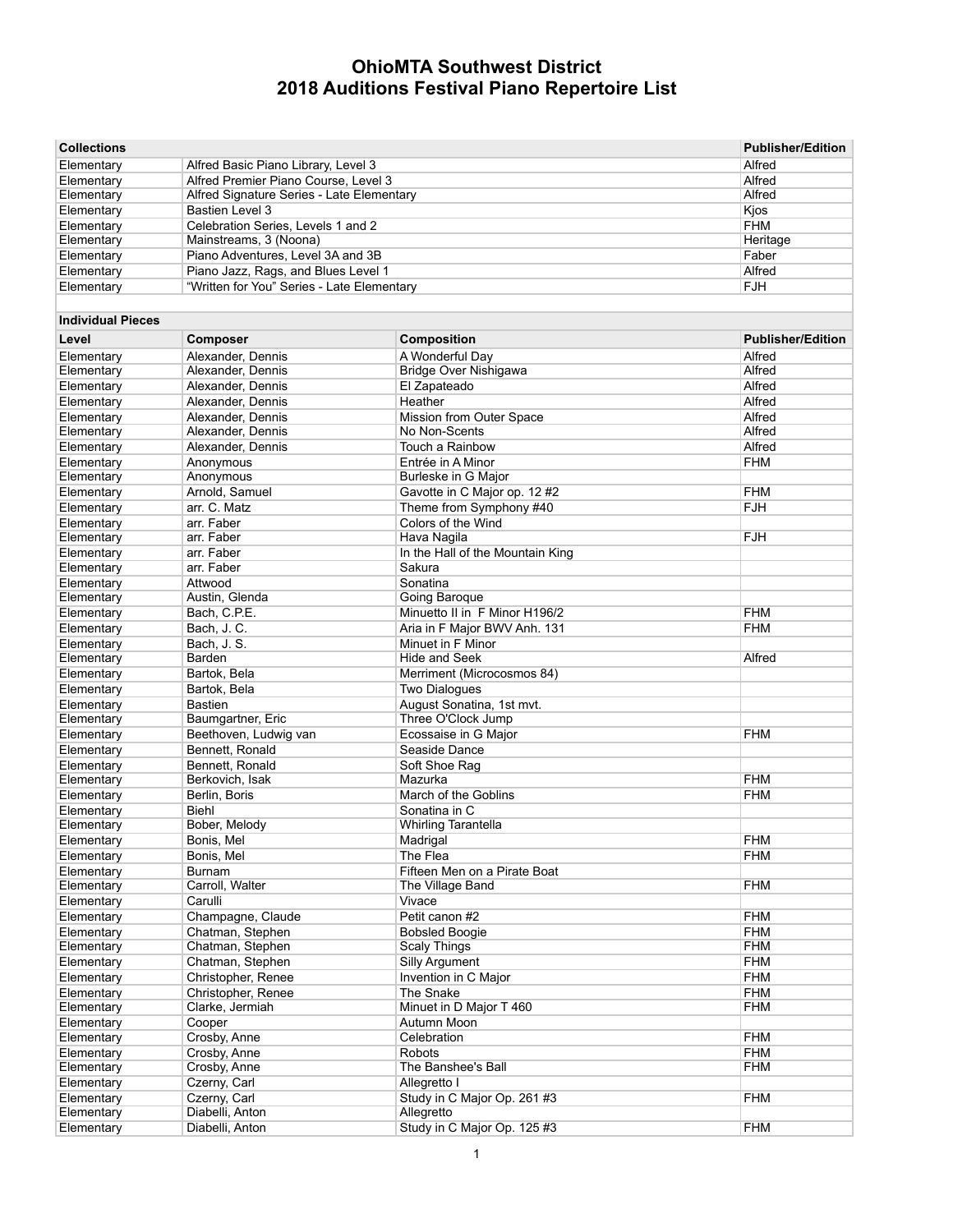# OhioMTA Southwest District
# 2018 Auditions Festival Piano Repertoire List

| Collections | | Publisher/Edition |
|---|---|---|
| Elementary | Alfred Basic Piano Library, Level 3 | Alfred |
| Elementary | Alfred Premier Piano Course, Level 3 | Alfred |
| Elementary | Alfred Signature Series - Late Elementary | Alfred |
| Elementary | Bastien Level 3 | Kjos |
| Elementary | Celebration Series, Levels 1 and 2 | FHM |
| Elementary | Mainstreams, 3 (Noona) | Heritage |
| Elementary | Piano Adventures, Level 3A and 3B | Faber |
| Elementary | Piano Jazz, Rags, and Blues Level 1 | Alfred |
| Elementary | “Written for You” Series - Late Elementary | FJH |

**Individual Pieces**

| Level | Composer | Composition | Publisher/Edition |
|---|---|---|---|
| Elementary | Alexander, Dennis | A Wonderful Day | Alfred |
| Elementary | Alexander, Dennis | Bridge Over Nishigawa | Alfred |
| Elementary | Alexander, Dennis | El Zapateado | Alfred |
| Elementary | Alexander, Dennis | Heather | Alfred |
| Elementary | Alexander, Dennis | Mission from Outer Space | Alfred |
| Elementary | Alexander, Dennis | No Non-Scents | Alfred |
| Elementary | Alexander, Dennis | Touch a Rainbow | Alfred |
| Elementary | Anonymous | Entrée in A Minor | FHM |
| Elementary | Anonymous | Burleske in G Major | |
| Elementary | Arnold, Samuel | Gavotte in C Major op. 12 #2 | FHM |
| Elementary | arr. C. Matz | Theme from Symphony #40 | FJH |
| Elementary | arr. Faber | Colors of the Wind | |
| Elementary | arr. Faber | Hava Nagila | FJH |
| Elementary | arr. Faber | In the Hall of the Mountain King | |
| Elementary | arr. Faber | Sakura | |
| Elementary | Attwood | Sonatina | |
| Elementary | Austin, Glenda | Going Baroque | |
| Elementary | Bach, C.P.E. | Minuetto II in F Minor H196/2 | FHM |
| Elementary | Bach, J. C. | Aria in F Major BWV Anh. 131 | FHM |
| Elementary | Bach, J. S. | Minuet in F Minor | |
| Elementary | Barden | Hide and Seek | Alfred |
| Elementary | Bartok, Bela | Merriment (Microcosmos 84) | |
| Elementary | Bartok, Bela | Two Dialogues | |
| Elementary | Bastien | August Sonatina, 1st mvt. | |
| Elementary | Baumgartner, Eric | Three O'Clock Jump | |
| Elementary | Beethoven, Ludwig van | Ecossaise in G Major | FHM |
| Elementary | Bennett, Ronald | Seaside Dance | |
| Elementary | Bennett, Ronald | Soft Shoe Rag | |
| Elementary | Berkovich, Isak | Mazurka | FHM |
| Elementary | Berlin, Boris | March of the Goblins | FHM |
| Elementary | Biehl | Sonatina in C | |
| Elementary | Bober, Melody | Whirling Tarantella | |
| Elementary | Bonis, Mel | Madrigal | FHM |
| Elementary | Bonis, Mel | The Flea | FHM |
| Elementary | Burnam | Fifteen Men on a Pirate Boat | |
| Elementary | Carroll, Walter | The Village Band | FHM |
| Elementary | Carulli | Vivace | |
| Elementary | Champagne, Claude | Petit canon #2 | FHM |
| Elementary | Chatman, Stephen | Bobsled Boogie | FHM |
| Elementary | Chatman, Stephen | Scaly Things | FHM |
| Elementary | Chatman, Stephen | Silly Argument | FHM |
| Elementary | Christopher, Renee | Invention in C Major | FHM |
| Elementary | Christopher, Renee | The Snake | FHM |
| Elementary | Clarke, Jermiah | Minuet in D Major T 460 | FHM |
| Elementary | Cooper | Autumn Moon | |
| Elementary | Crosby, Anne | Celebration | FHM |
| Elementary | Crosby, Anne | Robots | FHM |
| Elementary | Crosby, Anne | The Banshee's Ball | FHM |
| Elementary | Czerny, Carl | Allegretto I | |
| Elementary | Czerny, Carl | Study in C Major Op. 261 #3 | FHM |
| Elementary | Diabelli, Anton | Allegretto | |
| Elementary | Diabelli, Anton | Study in C Major Op. 125 #3 | FHM |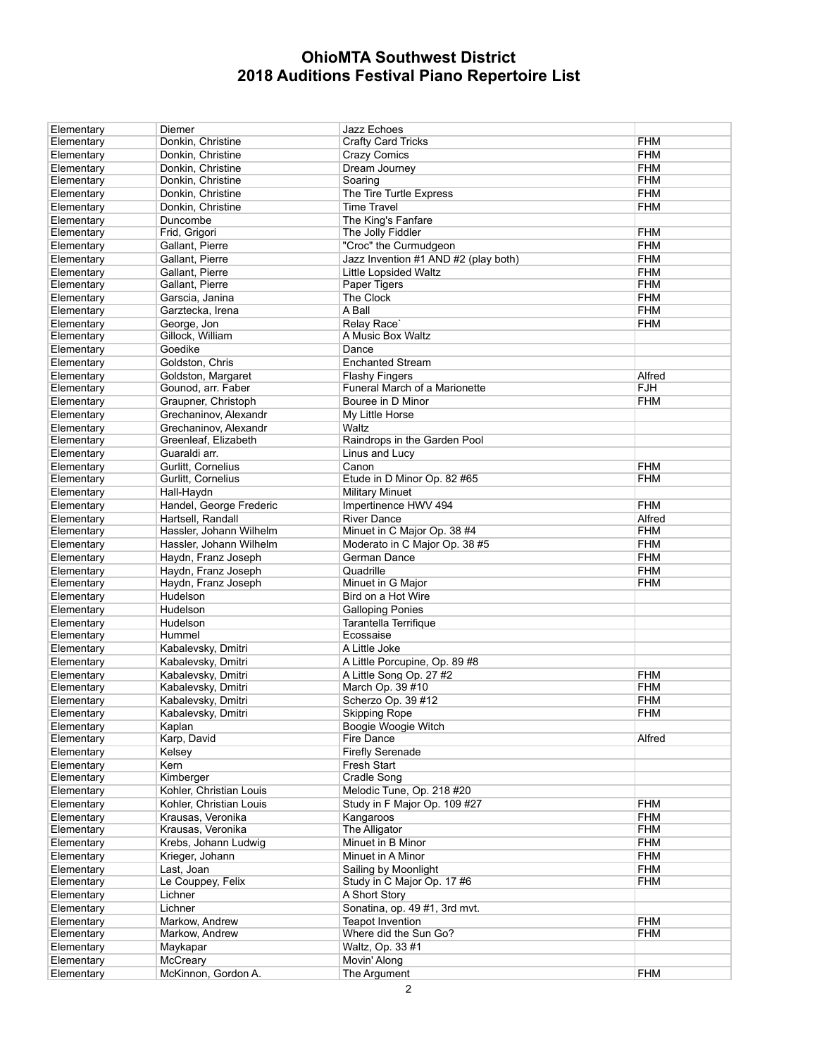# OhioMTA Southwest District
# 2018 Auditions Festival Piano Repertoire List

| | | | |
|---|---|---|---|
| Elementary | Diemer | Jazz Echoes | |
| Elementary | Donkin, Christine | Crafty Card Tricks | FHM |
| Elementary | Donkin, Christine | Crazy Comics | FHM |
| Elementary | Donkin, Christine | Dream Journey | FHM |
| Elementary | Donkin, Christine | Soaring | FHM |
| Elementary | Donkin, Christine | The Tire Turtle Express | FHM |
| Elementary | Donkin, Christine | Time Travel | FHM |
| Elementary | Duncombe | The King's Fanfare | |
| Elementary | Frid, Grigori | The Jolly Fiddler | FHM |
| Elementary | Gallant, Pierre | "Croc" the Curmudgeon | FHM |
| Elementary | Gallant, Pierre | Jazz Invention #1 AND #2 (play both) | FHM |
| Elementary | Gallant, Pierre | Little Lopsided Waltz | FHM |
| Elementary | Gallant, Pierre | Paper Tigers | FHM |
| Elementary | Garscia, Janina | The Clock | FHM |
| Elementary | Garztecka, Irena | A Ball | FHM |
| Elementary | George, Jon | Relay Race` | FHM |
| Elementary | Gillock, William | A Music Box Waltz | |
| Elementary | Goedike | Dance | |
| Elementary | Goldston, Chris | Enchanted Stream | |
| Elementary | Goldston, Margaret | Flashy Fingers | Alfred |
| Elementary | Gounod, arr. Faber | Funeral March of a Marionette | FJH |
| Elementary | Graupner, Christoph | Bouree in D Minor | FHM |
| Elementary | Grechaninov, Alexandr | My Little Horse | |
| Elementary | Grechaninov, Alexandr | Waltz | |
| Elementary | Greenleaf, Elizabeth | Raindrops in the Garden Pool | |
| Elementary | Guaraldi arr. | Linus and Lucy | |
| Elementary | Gurlitt, Cornelius | Canon | FHM |
| Elementary | Gurlitt, Cornelius | Etude in D Minor Op. 82 #65 | FHM |
| Elementary | Hall-Haydn | Military Minuet | |
| Elementary | Handel, George Frederic | Impertinence HWV 494 | FHM |
| Elementary | Hartsell, Randall | River Dance | Alfred |
| Elementary | Hassler, Johann Wilhelm | Minuet in C Major Op. 38 #4 | FHM |
| Elementary | Hassler, Johann Wilhelm | Moderato in C Major Op. 38 #5 | FHM |
| Elementary | Haydn, Franz Joseph | German Dance | FHM |
| Elementary | Haydn, Franz Joseph | Quadrille | FHM |
| Elementary | Haydn, Franz Joseph | Minuet in G Major | FHM |
| Elementary | Hudelson | Bird on a Hot Wire | |
| Elementary | Hudelson | Galloping Ponies | |
| Elementary | Hudelson | Tarantella Terrifique | |
| Elementary | Hummel | Ecossaise | |
| Elementary | Kabalevsky, Dmitri | A Little Joke | |
| Elementary | Kabalevsky, Dmitri | A Little Porcupine, Op. 89 #8 | |
| Elementary | Kabalevsky, Dmitri | A Little Song Op. 27 #2 | FHM |
| Elementary | Kabalevsky, Dmitri | March Op. 39 #10 | FHM |
| Elementary | Kabalevsky, Dmitri | Scherzo Op. 39 #12 | FHM |
| Elementary | Kabalevsky, Dmitri | Skipping Rope | FHM |
| Elementary | Kaplan | Boogie Woogie Witch | |
| Elementary | Karp, David | Fire Dance | Alfred |
| Elementary | Kelsey | Firefly Serenade | |
| Elementary | Kern | Fresh Start | |
| Elementary | Kimberger | Cradle Song | |
| Elementary | Kohler, Christian Louis | Melodic Tune, Op. 218 #20 | |
| Elementary | Kohler, Christian Louis | Study in F Major Op. 109 #27 | FHM |
| Elementary | Krausas, Veronika | Kangaroos | FHM |
| Elementary | Krausas, Veronika | The Alligator | FHM |
| Elementary | Krebs, Johann Ludwig | Minuet in B Minor | FHM |
| Elementary | Krieger, Johann | Minuet in A Minor | FHM |
| Elementary | Last, Joan | Sailing by Moonlight | FHM |
| Elementary | Le Couppey, Felix | Study in C Major Op. 17 #6 | FHM |
| Elementary | Lichner | A Short Story | |
| Elementary | Lichner | Sonatina, op. 49 #1, 3rd mvt. | |
| Elementary | Markow, Andrew | Teapot Invention | FHM |
| Elementary | Markow, Andrew | Where did the Sun Go? | FHM |
| Elementary | Maykapar | Waltz, Op. 33 #1 | |
| Elementary | McCreary | Movin' Along | |
| Elementary | McKinnon, Gordon A. | The Argument | FHM |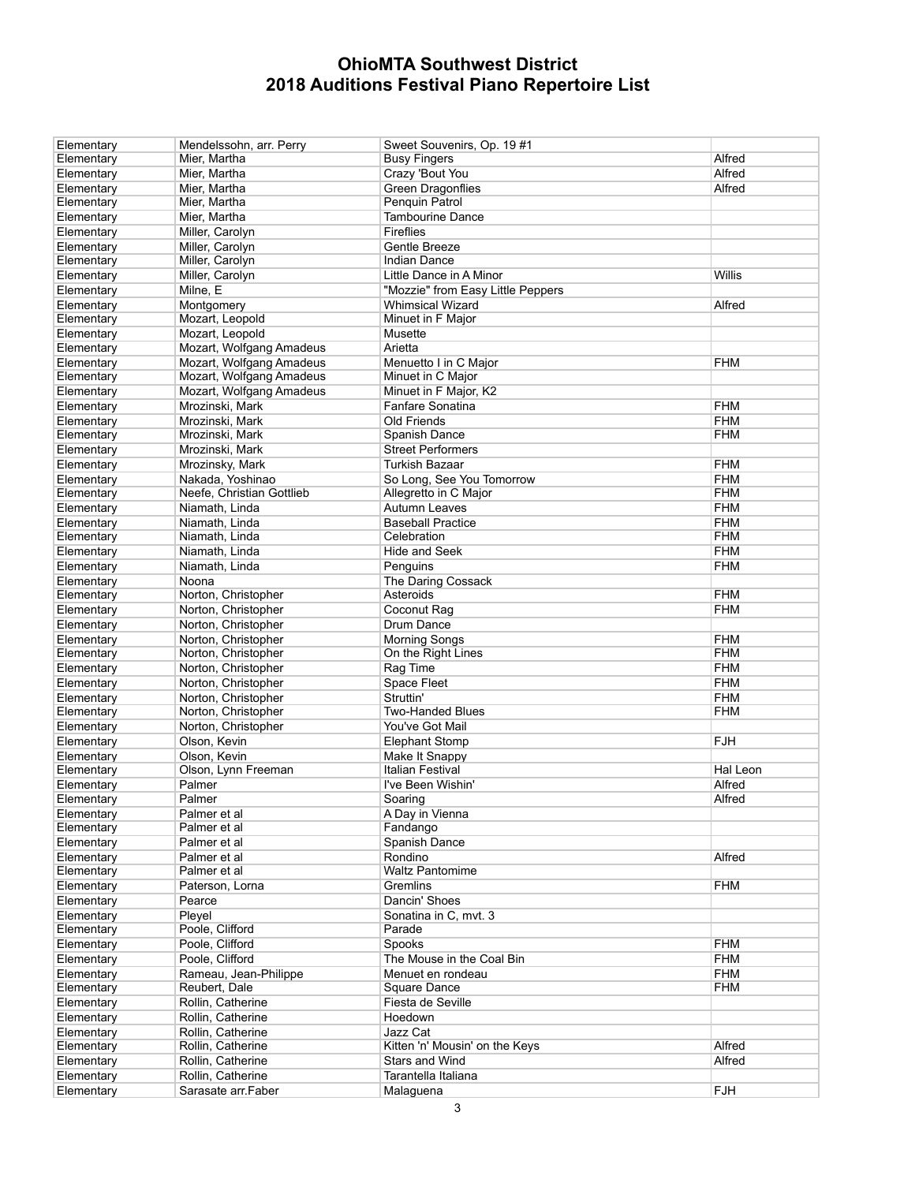# OhioMTA Southwest District
# 2018 Auditions Festival Piano Repertoire List

| | | | |
|---|---|---|---|
| Elementary | Mendelssohn, arr. Perry | Sweet Souvenirs, Op. 19 #1 | |
| Elementary | Mier, Martha | Busy Fingers | Alfred |
| Elementary | Mier, Martha | Crazy 'Bout You | Alfred |
| Elementary | Mier, Martha | Green Dragonflies | Alfred |
| Elementary | Mier, Martha | Penquin Patrol | |
| Elementary | Mier, Martha | Tambourine Dance | |
| Elementary | Miller, Carolyn | Fireflies | |
| Elementary | Miller, Carolyn | Gentle Breeze | |
| Elementary | Miller, Carolyn | Indian Dance | |
| Elementary | Miller, Carolyn | Little Dance in A Minor | Willis |
| Elementary | Milne, E | "Mozzie" from Easy Little Peppers | |
| Elementary | Montgomery | Whimsical Wizard | Alfred |
| Elementary | Mozart, Leopold | Minuet in F Major | |
| Elementary | Mozart, Leopold | Musette | |
| Elementary | Mozart, Wolfgang Amadeus | Arietta | |
| Elementary | Mozart, Wolfgang Amadeus | Menuetto I in C Major | FHM |
| Elementary | Mozart, Wolfgang Amadeus | Minuet in C Major | |
| Elementary | Mozart, Wolfgang Amadeus | Minuet in F Major, K2 | |
| Elementary | Mrozinski, Mark | Fanfare Sonatina | FHM |
| Elementary | Mrozinski, Mark | Old Friends | FHM |
| Elementary | Mrozinski, Mark | Spanish Dance | FHM |
| Elementary | Mrozinski, Mark | Street Performers | |
| Elementary | Mrozinsky, Mark | Turkish Bazaar | FHM |
| Elementary | Nakada, Yoshinao | So Long, See You Tomorrow | FHM |
| Elementary | Neefe, Christian Gottlieb | Allegretto in C Major | FHM |
| Elementary | Niamath, Linda | Autumn Leaves | FHM |
| Elementary | Niamath, Linda | Baseball Practice | FHM |
| Elementary | Niamath, Linda | Celebration | FHM |
| Elementary | Niamath, Linda | Hide and Seek | FHM |
| Elementary | Niamath, Linda | Penguins | FHM |
| Elementary | Noona | The Daring Cossack | |
| Elementary | Norton, Christopher | Asteroids | FHM |
| Elementary | Norton, Christopher | Coconut Rag | FHM |
| Elementary | Norton, Christopher | Drum Dance | |
| Elementary | Norton, Christopher | Morning Songs | FHM |
| Elementary | Norton, Christopher | On the Right Lines | FHM |
| Elementary | Norton, Christopher | Rag Time | FHM |
| Elementary | Norton, Christopher | Space Fleet | FHM |
| Elementary | Norton, Christopher | Struttin' | FHM |
| Elementary | Norton, Christopher | Two-Handed Blues | FHM |
| Elementary | Norton, Christopher | You've Got Mail | |
| Elementary | Olson, Kevin | Elephant Stomp | FJH |
| Elementary | Olson, Kevin | Make It Snappy | |
| Elementary | Olson, Lynn Freeman | Italian Festival | Hal Leon |
| Elementary | Palmer | I've Been Wishin' | Alfred |
| Elementary | Palmer | Soaring | Alfred |
| Elementary | Palmer et al | A Day in Vienna | |
| Elementary | Palmer et al | Fandango | |
| Elementary | Palmer et al | Spanish Dance | |
| Elementary | Palmer et al | Rondino | Alfred |
| Elementary | Palmer et al | Waltz Pantomime | |
| Elementary | Paterson, Lorna | Gremlins | FHM |
| Elementary | Pearce | Dancin' Shoes | |
| Elementary | Pleyel | Sonatina in C, mvt. 3 | |
| Elementary | Poole, Clifford | Parade | |
| Elementary | Poole, Clifford | Spooks | FHM |
| Elementary | Poole, Clifford | The Mouse in the Coal Bin | FHM |
| Elementary | Rameau, Jean-Philippe | Menuet en rondeau | FHM |
| Elementary | Reubert, Dale | Square Dance | FHM |
| Elementary | Rollin, Catherine | Fiesta de Seville | |
| Elementary | Rollin, Catherine | Hoedown | |
| Elementary | Rollin, Catherine | Jazz Cat | |
| Elementary | Rollin, Catherine | Kitten 'n' Mousin' on the Keys | Alfred |
| Elementary | Rollin, Catherine | Stars and Wind | Alfred |
| Elementary | Rollin, Catherine | Tarantella Italiana | |
| Elementary | Sarasate arr.Faber | Malaguena | FJH |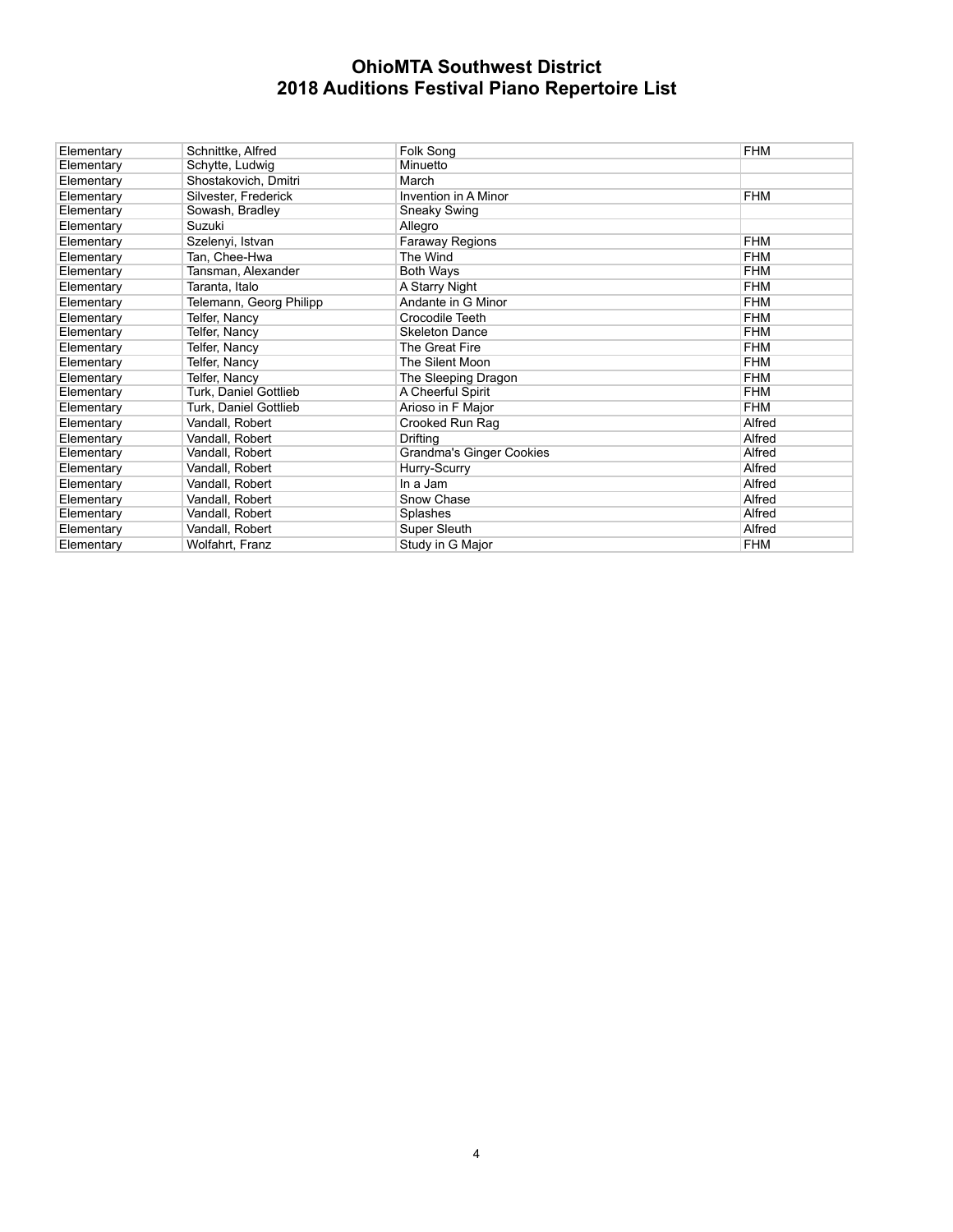# OhioMTA Southwest District
# 2018 Auditions Festival Piano Repertoire List

| | | | |
|---|---|---|---|
| Elementary | Schnittke, Alfred | Folk Song | FHM |
| Elementary | Schytte, Ludwig | Minuetto | |
| Elementary | Shostakovich, Dmitri | March | |
| Elementary | Silvester, Frederick | Invention in A Minor | FHM |
| Elementary | Sowash, Bradley | Sneaky Swing | |
| Elementary | Suzuki | Allegro | |
| Elementary | Szelenyi, Istvan | Faraway Regions | FHM |
| Elementary | Tan, Chee-Hwa | The Wind | FHM |
| Elementary | Tansman, Alexander | Both Ways | FHM |
| Elementary | Taranta, Italo | A Starry Night | FHM |
| Elementary | Telemann, Georg Philipp | Andante in G Minor | FHM |
| Elementary | Telfer, Nancy | Crocodile Teeth | FHM |
| Elementary | Telfer, Nancy | Skeleton Dance | FHM |
| Elementary | Telfer, Nancy | The Great Fire | FHM |
| Elementary | Telfer, Nancy | The Silent Moon | FHM |
| Elementary | Telfer, Nancy | The Sleeping Dragon | FHM |
| Elementary | Turk, Daniel Gottlieb | A Cheerful Spirit | FHM |
| Elementary | Turk, Daniel Gottlieb | Arioso in F Major | FHM |
| Elementary | Vandall, Robert | Crooked Run Rag | Alfred |
| Elementary | Vandall, Robert | Drifting | Alfred |
| Elementary | Vandall, Robert | Grandma's Ginger Cookies | Alfred |
| Elementary | Vandall, Robert | Hurry-Scurry | Alfred |
| Elementary | Vandall, Robert | In a Jam | Alfred |
| Elementary | Vandall, Robert | Snow Chase | Alfred |
| Elementary | Vandall, Robert | Splashes | Alfred |
| Elementary | Vandall, Robert | Super Sleuth | Alfred |
| Elementary | Wolfahrt, Franz | Study in G Major | FHM |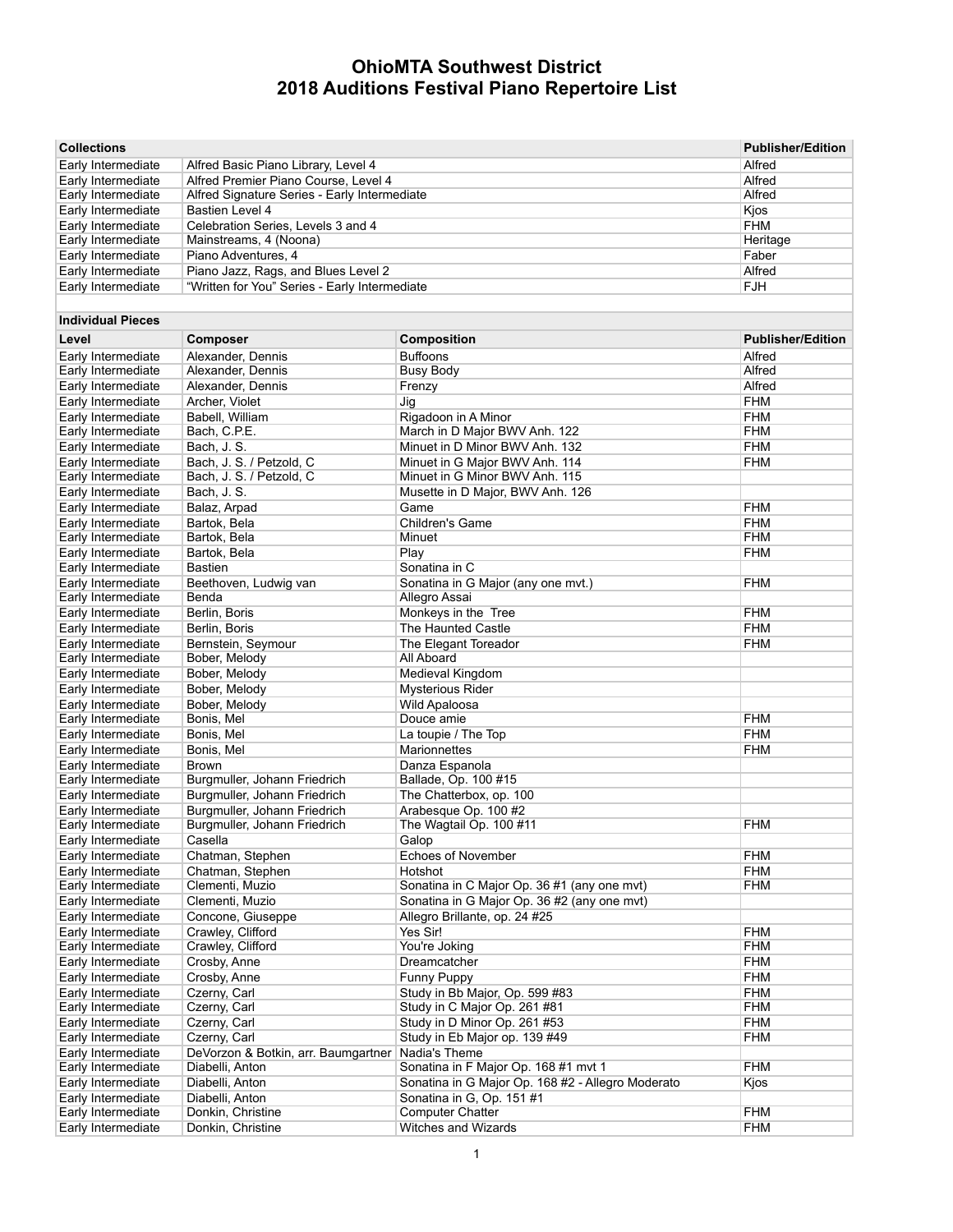# OhioMTA Southwest District
# 2018 Auditions Festival Piano Repertoire List

| Collections | | Publisher/Edition |
|---|---|---|
| Early Intermediate | Alfred Basic Piano Library, Level 4 | Alfred |
| Early Intermediate | Alfred Premier Piano Course, Level 4 | Alfred |
| Early Intermediate | Alfred Signature Series - Early Intermediate | Alfred |
| Early Intermediate | Bastien Level 4 | Kjos |
| Early Intermediate | Celebration Series, Levels 3 and 4 | FHM |
| Early Intermediate | Mainstreams, 4 (Noona) | Heritage |
| Early Intermediate | Piano Adventures, 4 | Faber |
| Early Intermediate | Piano Jazz, Rags, and Blues Level 2 | Alfred |
| Early Intermediate | "Written for You" Series - Early Intermediate | FJH |

**Individual Pieces**

| Level | Composer | Composition | Publisher/Edition |
|---|---|---|---|
| Early Intermediate | Alexander, Dennis | Buffoons | Alfred |
| Early Intermediate | Alexander, Dennis | Busy Body | Alfred |
| Early Intermediate | Alexander, Dennis | Frenzy | Alfred |
| Early Intermediate | Archer, Violet | Jig | FHM |
| Early Intermediate | Babell, William | Rigadoon in A Minor | FHM |
| Early Intermediate | Bach, C.P.E. | March in D Major BWV Anh. 122 | FHM |
| Early Intermediate | Bach, J. S. | Minuet in D Minor BWV Anh. 132 | FHM |
| Early Intermediate | Bach, J. S. / Petzold, C | Minuet in G Major BWV Anh. 114 | FHM |
| Early Intermediate | Bach, J. S. / Petzold, C | Minuet in G Minor BWV Anh. 115 | |
| Early Intermediate | Bach, J. S. | Musette in D Major, BWV Anh. 126 | |
| Early Intermediate | Balaz, Arpad | Game | FHM |
| Early Intermediate | Bartok, Bela | Children's Game | FHM |
| Early Intermediate | Bartok, Bela | Minuet | FHM |
| Early Intermediate | Bartok, Bela | Play | FHM |
| Early Intermediate | Bastien | Sonatina in C | |
| Early Intermediate | Beethoven, Ludwig van | Sonatina in G Major (any one mvt.) | FHM |
| Early Intermediate | Benda | Allegro Assai | |
| Early Intermediate | Berlin, Boris | Monkeys in the Tree | FHM |
| Early Intermediate | Berlin, Boris | The Haunted Castle | FHM |
| Early Intermediate | Bernstein, Seymour | The Elegant Toreador | FHM |
| Early Intermediate | Bober, Melody | All Aboard | |
| Early Intermediate | Bober, Melody | Medieval Kingdom | |
| Early Intermediate | Bober, Melody | Mysterious Rider | |
| Early Intermediate | Bober, Melody | Wild Apaloosa | |
| Early Intermediate | Bonis, Mel | Douce amie | FHM |
| Early Intermediate | Bonis, Mel | La toupie / The Top | FHM |
| Early Intermediate | Bonis, Mel | Marionnettes | FHM |
| Early Intermediate | Brown | Danza Espanola | |
| Early Intermediate | Burgmuller, Johann Friedrich | Ballade, Op. 100 #15 | |
| Early Intermediate | Burgmuller, Johann Friedrich | The Chatterbox, op. 100 | |
| Early Intermediate | Burgmuller, Johann Friedrich | Arabesque Op. 100 #2 | |
| Early Intermediate | Burgmuller, Johann Friedrich | The Wagtail Op. 100 #11 | FHM |
| Early Intermediate | Casella | Galop | |
| Early Intermediate | Chatman, Stephen | Echoes of November | FHM |
| Early Intermediate | Chatman, Stephen | Hotshot | FHM |
| Early Intermediate | Clementi, Muzio | Sonatina in C Major Op. 36 #1 (any one mvt) | FHM |
| Early Intermediate | Clementi, Muzio | Sonatina in G Major Op. 36 #2 (any one mvt) | |
| Early Intermediate | Concone, Giuseppe | Allegro Brillante, op. 24 #25 | |
| Early Intermediate | Crawley, Clifford | Yes Sir! | FHM |
| Early Intermediate | Crawley, Clifford | You're Joking | FHM |
| Early Intermediate | Crosby, Anne | Dreamcatcher | FHM |
| Early Intermediate | Crosby, Anne | Funny Puppy | FHM |
| Early Intermediate | Czerny, Carl | Study in Bb Major, Op. 599 #83 | FHM |
| Early Intermediate | Czerny, Carl | Study in C Major Op. 261 #81 | FHM |
| Early Intermediate | Czerny, Carl | Study in D Minor Op. 261 #53 | FHM |
| Early Intermediate | Czerny, Carl | Study in Eb Major op. 139 #49 | FHM |
| Early Intermediate | DeVorzon & Botkin, arr. Baumgartner | Nadia's Theme | |
| Early Intermediate | Diabelli, Anton | Sonatina in F Major Op. 168 #1 mvt 1 | FHM |
| Early Intermediate | Diabelli, Anton | Sonatina in G Major Op. 168 #2 - Allegro Moderato | Kjos |
| Early Intermediate | Diabelli, Anton | Sonatina in G, Op. 151 #1 | |
| Early Intermediate | Donkin, Christine | Computer Chatter | FHM |
| Early Intermediate | Donkin, Christine | Witches and Wizards | FHM |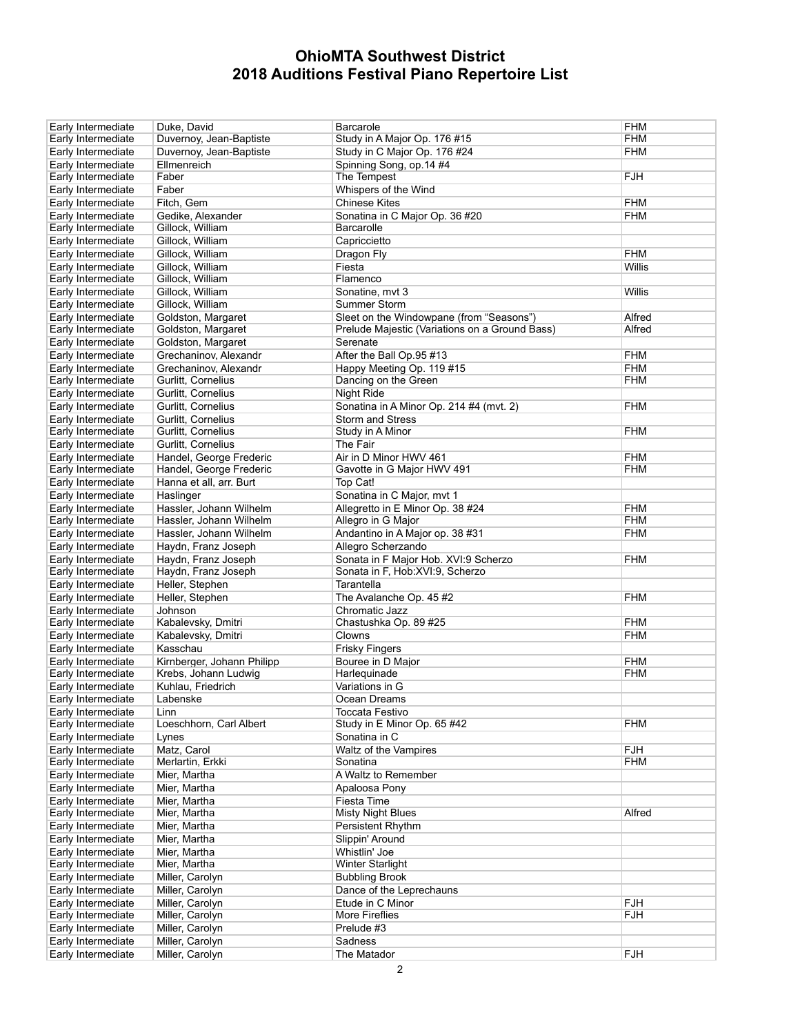# OhioMTA Southwest District
# 2018 Auditions Festival Piano Repertoire List

| | | | |
|---|---|---|---|
| Early Intermediate | Duke, David | Barcarole | FHM |
| Early Intermediate | Duvernoy, Jean-Baptiste | Study in A Major Op. 176 #15 | FHM |
| Early Intermediate | Duvernoy, Jean-Baptiste | Study in C Major Op. 176 #24 | FHM |
| Early Intermediate | Ellmenreich | Spinning Song, op.14 #4 | |
| Early Intermediate | Faber | The Tempest | FJH |
| Early Intermediate | Faber | Whispers of the Wind | |
| Early Intermediate | Fitch, Gem | Chinese Kites | FHM |
| Early Intermediate | Gedike, Alexander | Sonatina in C Major Op. 36 #20 | FHM |
| Early Intermediate | Gillock, William | Barcarolle | |
| Early Intermediate | Gillock, William | Capriccietto | |
| Early Intermediate | Gillock, William | Dragon Fly | FHM |
| Early Intermediate | Gillock, William | Fiesta | Willis |
| Early Intermediate | Gillock, William | Flamenco | |
| Early Intermediate | Gillock, William | Sonatine, mvt 3 | Willis |
| Early Intermediate | Gillock, William | Summer Storm | |
| Early Intermediate | Goldston, Margaret | Sleet on the Windowpane (from "Seasons") | Alfred |
| Early Intermediate | Goldston, Margaret | Prelude Majestic (Variations on a Ground Bass) | Alfred |
| Early Intermediate | Goldston, Margaret | Serenate | |
| Early Intermediate | Grechaninov, Alexandr | After the Ball Op.95 #13 | FHM |
| Early Intermediate | Grechaninov, Alexandr | Happy Meeting Op. 119 #15 | FHM |
| Early Intermediate | Gurlitt, Cornelius | Dancing on the Green | FHM |
| Early Intermediate | Gurlitt, Cornelius | Night Ride | |
| Early Intermediate | Gurlitt, Cornelius | Sonatina in A Minor Op. 214 #4 (mvt. 2) | FHM |
| Early Intermediate | Gurlitt, Cornelius | Storm and Stress | |
| Early Intermediate | Gurlitt, Cornelius | Study in A Minor | FHM |
| Early Intermediate | Gurlitt, Cornelius | The Fair | |
| Early Intermediate | Handel, George Frederic | Air in D Minor HWV 461 | FHM |
| Early Intermediate | Handel, George Frederic | Gavotte in G Major HWV 491 | FHM |
| Early Intermediate | Hanna et all, arr. Burt | Top Cat! | |
| Early Intermediate | Haslinger | Sonatina in C Major, mvt 1 | |
| Early Intermediate | Hassler, Johann Wilhelm | Allegretto in E Minor Op. 38 #24 | FHM |
| Early Intermediate | Hassler, Johann Wilhelm | Allegro in G Major | FHM |
| Early Intermediate | Hassler, Johann Wilhelm | Andantino in A Major op. 38 #31 | FHM |
| Early Intermediate | Haydn, Franz Joseph | Allegro Scherzando | |
| Early Intermediate | Haydn, Franz Joseph | Sonata in F Major Hob. XVI:9 Scherzo | FHM |
| Early Intermediate | Haydn, Franz Joseph | Sonata in F, Hob:XVI:9, Scherzo | |
| Early Intermediate | Heller, Stephen | Tarantella | |
| Early Intermediate | Heller, Stephen | The Avalanche Op. 45 #2 | FHM |
| Early Intermediate | Johnson | Chromatic Jazz | |
| Early Intermediate | Kabalevsky, Dmitri | Chastushka Op. 89 #25 | FHM |
| Early Intermediate | Kabalevsky, Dmitri | Clowns | FHM |
| Early Intermediate | Kasschau | Frisky Fingers | |
| Early Intermediate | Kirnberger, Johann Philipp | Bouree in D Major | FHM |
| Early Intermediate | Krebs, Johann Ludwig | Harlequinade | FHM |
| Early Intermediate | Kuhlau, Friedrich | Variations in G | |
| Early Intermediate | Labenske | Ocean Dreams | |
| Early Intermediate | Linn | Toccata Festivo | |
| Early Intermediate | Loeschhorn, Carl Albert | Study in E Minor Op. 65 #42 | FHM |
| Early Intermediate | Lynes | Sonatina in C | |
| Early Intermediate | Matz, Carol | Waltz of the Vampires | FJH |
| Early Intermediate | Merlartin, Erkki | Sonatina | FHM |
| Early Intermediate | Mier, Martha | A Waltz to Remember | |
| Early Intermediate | Mier, Martha | Apaloosa Pony | |
| Early Intermediate | Mier, Martha | Fiesta Time | |
| Early Intermediate | Mier, Martha | Misty Night Blues | Alfred |
| Early Intermediate | Mier, Martha | Persistent Rhythm | |
| Early Intermediate | Mier, Martha | Slippin' Around | |
| Early Intermediate | Mier, Martha | Whistlin' Joe | |
| Early Intermediate | Mier, Martha | Winter Starlight | |
| Early Intermediate | Miller, Carolyn | Bubbling Brook | |
| Early Intermediate | Miller, Carolyn | Dance of the Leprechauns | |
| Early Intermediate | Miller, Carolyn | Etude in C Minor | FJH |
| Early Intermediate | Miller, Carolyn | More Fireflies | FJH |
| Early Intermediate | Miller, Carolyn | Prelude #3 | |
| Early Intermediate | Miller, Carolyn | Sadness | |
| Early Intermediate | Miller, Carolyn | The Matador | FJH |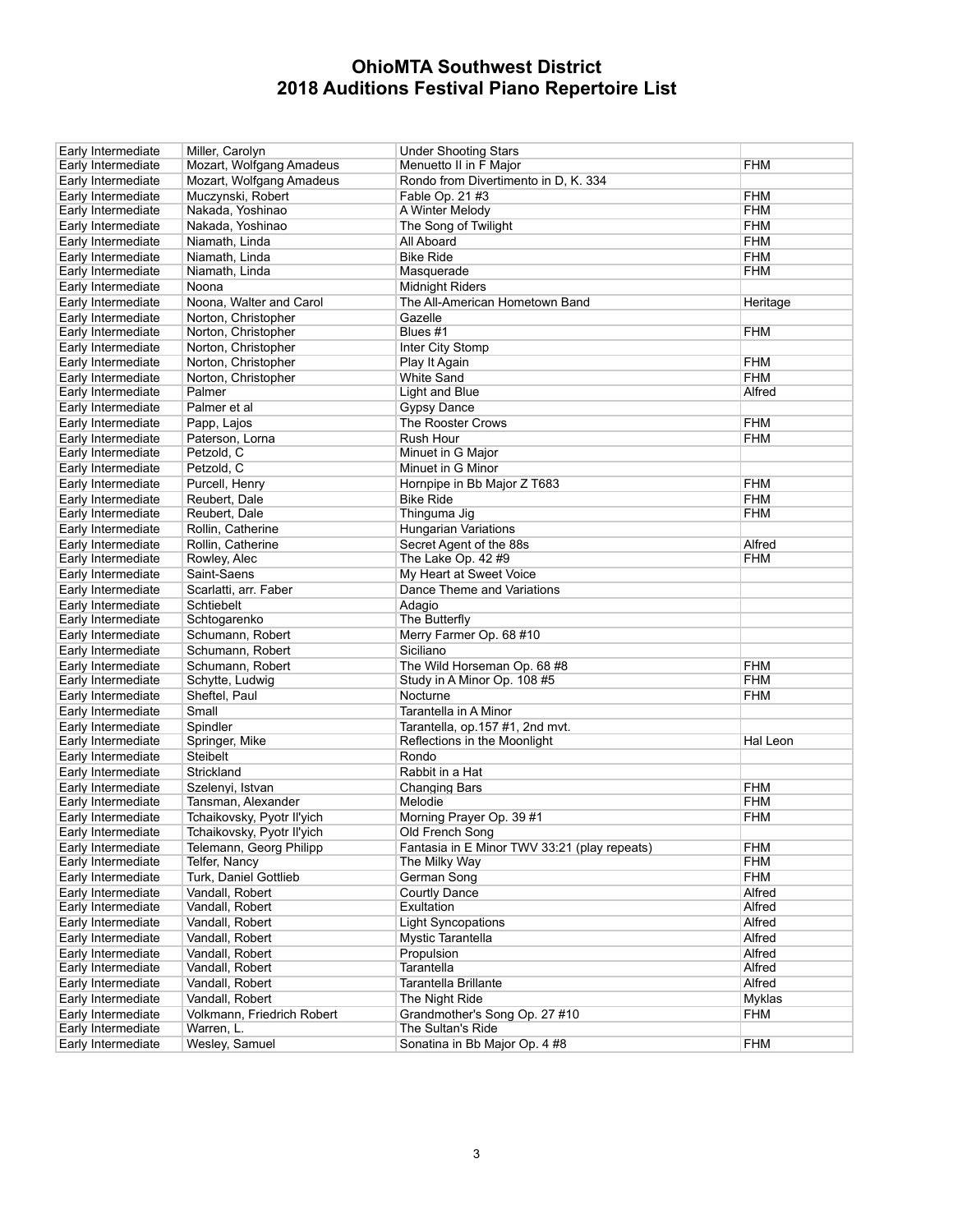# OhioMTA Southwest District
# 2018 Auditions Festival Piano Repertoire List

| | | | |
|---|---|---|---|
| Early Intermediate | Miller, Carolyn | Under Shooting Stars | |
| Early Intermediate | Mozart, Wolfgang Amadeus | Menuetto II in F Major | FHM |
| Early Intermediate | Mozart, Wolfgang Amadeus | Rondo from Divertimento in D, K. 334 | |
| Early Intermediate | Muczynski, Robert | Fable Op. 21 #3 | FHM |
| Early Intermediate | Nakada, Yoshinao | A Winter Melody | FHM |
| Early Intermediate | Nakada, Yoshinao | The Song of Twilight | FHM |
| Early Intermediate | Niamath, Linda | All Aboard | FHM |
| Early Intermediate | Niamath, Linda | Bike Ride | FHM |
| Early Intermediate | Niamath, Linda | Masquerade | FHM |
| Early Intermediate | Noona | Midnight Riders | |
| Early Intermediate | Noona, Walter and Carol | The All-American Hometown Band | Heritage |
| Early Intermediate | Norton, Christopher | Gazelle | |
| Early Intermediate | Norton, Christopher | Blues #1 | FHM |
| Early Intermediate | Norton, Christopher | Inter City Stomp | |
| Early Intermediate | Norton, Christopher | Play It Again | FHM |
| Early Intermediate | Norton, Christopher | White Sand | FHM |
| Early Intermediate | Palmer | Light and Blue | Alfred |
| Early Intermediate | Palmer et al | Gypsy Dance | |
| Early Intermediate | Papp, Lajos | The Rooster Crows | FHM |
| Early Intermediate | Paterson, Lorna | Rush Hour | FHM |
| Early Intermediate | Petzold, C | Minuet in G Major | |
| Early Intermediate | Petzold, C | Minuet in G Minor | |
| Early Intermediate | Purcell, Henry | Hornpipe in Bb Major Z T683 | FHM |
| Early Intermediate | Reubert, Dale | Bike Ride | FHM |
| Early Intermediate | Reubert, Dale | Thinguma Jig | FHM |
| Early Intermediate | Rollin, Catherine | Hungarian Variations | |
| Early Intermediate | Rollin, Catherine | Secret Agent of the 88s | Alfred |
| Early Intermediate | Rowley, Alec | The Lake Op. 42 #9 | FHM |
| Early Intermediate | Saint-Saens | My Heart at Sweet Voice | |
| Early Intermediate | Scarlatti, arr. Faber | Dance Theme and Variations | |
| Early Intermediate | Schtiebelt | Adagio | |
| Early Intermediate | Schtogarenko | The Butterfly | |
| Early Intermediate | Schumann, Robert | Merry Farmer Op. 68 #10 | |
| Early Intermediate | Schumann, Robert | Siciliano | |
| Early Intermediate | Schumann, Robert | The Wild Horseman Op. 68 #8 | FHM |
| Early Intermediate | Schytte, Ludwig | Study in A Minor Op. 108 #5 | FHM |
| Early Intermediate | Sheftel, Paul | Nocturne | FHM |
| Early Intermediate | Small | Tarantella in A Minor | |
| Early Intermediate | Spindler | Tarantella, op.157 #1, 2nd mvt. | |
| Early Intermediate | Springer, Mike | Reflections in the Moonlight | Hal Leon |
| Early Intermediate | Steibelt | Rondo | |
| Early Intermediate | Strickland | Rabbit in a Hat | |
| Early Intermediate | Szelenyi, Istvan | Changing Bars | FHM |
| Early Intermediate | Tansman, Alexander | Melodie | FHM |
| Early Intermediate | Tchaikovsky, Pyotr Il'yich | Morning Prayer Op. 39 #1 | FHM |
| Early Intermediate | Tchaikovsky, Pyotr Il'yich | Old French Song | |
| Early Intermediate | Telemann, Georg Philipp | Fantasia in E Minor TWV 33:21 (play repeats) | FHM |
| Early Intermediate | Telfer, Nancy | The Milky Way | FHM |
| Early Intermediate | Turk, Daniel Gottlieb | German Song | FHM |
| Early Intermediate | Vandall, Robert | Courtly Dance | Alfred |
| Early Intermediate | Vandall, Robert | Exultation | Alfred |
| Early Intermediate | Vandall, Robert | Light Syncopations | Alfred |
| Early Intermediate | Vandall, Robert | Mystic Tarantella | Alfred |
| Early Intermediate | Vandall, Robert | Propulsion | Alfred |
| Early Intermediate | Vandall, Robert | Tarantella | Alfred |
| Early Intermediate | Vandall, Robert | Tarantella Brillante | Alfred |
| Early Intermediate | Vandall, Robert | The Night Ride | Myklas |
| Early Intermediate | Volkmann, Friedrich Robert | Grandmother's Song Op. 27 #10 | FHM |
| Early Intermediate | Warren, L. | The Sultan's Ride | |
| Early Intermediate | Wesley, Samuel | Sonatina in Bb Major Op. 4 #8 | FHM |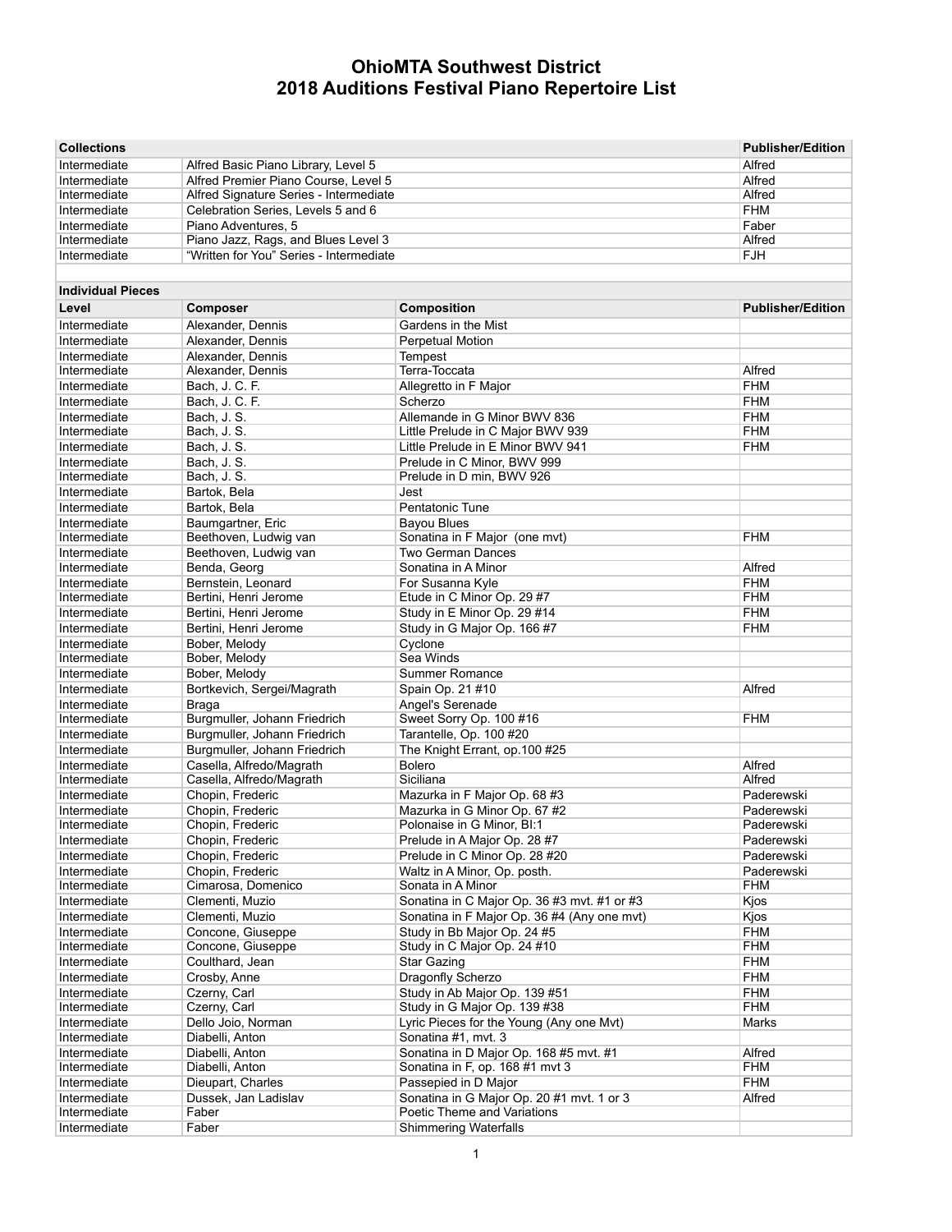# OhioMTA Southwest District
# 2018 Auditions Festival Piano Repertoire List

| Collections | | Publisher/Edition |
|---|---|---|
| Intermediate | Alfred Basic Piano Library, Level 5 | Alfred |
| Intermediate | Alfred Premier Piano Course, Level 5 | Alfred |
| Intermediate | Alfred Signature Series - Intermediate | Alfred |
| Intermediate | Celebration Series, Levels 5 and 6 | FHM |
| Intermediate | Piano Adventures, 5 | Faber |
| Intermediate | Piano Jazz, Rags, and Blues Level 3 | Alfred |
| Intermediate | "Written for You" Series - Intermediate | FJH |

**Individual Pieces**

| Level | Composer | Composition | Publisher/Edition |
|---|---|---|---|
| Intermediate | Alexander, Dennis | Gardens in the Mist | |
| Intermediate | Alexander, Dennis | Perpetual Motion | |
| Intermediate | Alexander, Dennis | Tempest | |
| Intermediate | Alexander, Dennis | Terra-Toccata | Alfred |
| Intermediate | Bach, J. C. F. | Allegretto in F Major | FHM |
| Intermediate | Bach, J. C. F. | Scherzo | FHM |
| Intermediate | Bach, J. S. | Allemande in G Minor BWV 836 | FHM |
| Intermediate | Bach, J. S. | Little Prelude in C Major BWV 939 | FHM |
| Intermediate | Bach, J. S. | Little Prelude in E Minor BWV 941 | FHM |
| Intermediate | Bach, J. S. | Prelude in C Minor, BWV 999 | |
| Intermediate | Bach, J. S. | Prelude in D min, BWV 926 | |
| Intermediate | Bartok, Bela | Jest | |
| Intermediate | Bartok, Bela | Pentatonic Tune | |
| Intermediate | Baumgartner, Eric | Bayou Blues | |
| Intermediate | Beethoven, Ludwig van | Sonatina in F Major (one mvt) | FHM |
| Intermediate | Beethoven, Ludwig van | Two German Dances | |
| Intermediate | Benda, Georg | Sonatina in A Minor | Alfred |
| Intermediate | Bernstein, Leonard | For Susanna Kyle | FHM |
| Intermediate | Bertini, Henri Jerome | Etude in C Minor Op. 29 #7 | FHM |
| Intermediate | Bertini, Henri Jerome | Study in E Minor Op. 29 #14 | FHM |
| Intermediate | Bertini, Henri Jerome | Study in G Major Op. 166 #7 | FHM |
| Intermediate | Bober, Melody | Cyclone | |
| Intermediate | Bober, Melody | Sea Winds | |
| Intermediate | Bober, Melody | Summer Romance | |
| Intermediate | Bortkevich, Sergei/Magrath | Spain Op. 21 #10 | Alfred |
| Intermediate | Braga | Angel's Serenade | |
| Intermediate | Burgmuller, Johann Friedrich | Sweet Sorry Op. 100 #16 | FHM |
| Intermediate | Burgmuller, Johann Friedrich | Tarantelle, Op. 100 #20 | |
| Intermediate | Burgmuller, Johann Friedrich | The Knight Errant, op.100 #25 | |
| Intermediate | Casella, Alfredo/Magrath | Bolero | Alfred |
| Intermediate | Casella, Alfredo/Magrath | Siciliana | Alfred |
| Intermediate | Chopin, Frederic | Mazurka in F Major Op. 68 #3 | Paderewski |
| Intermediate | Chopin, Frederic | Mazurka in G Minor Op. 67 #2 | Paderewski |
| Intermediate | Chopin, Frederic | Polonaise in G Minor, BI:1 | Paderewski |
| Intermediate | Chopin, Frederic | Prelude in A Major Op. 28 #7 | Paderewski |
| Intermediate | Chopin, Frederic | Prelude in C Minor Op. 28 #20 | Paderewski |
| Intermediate | Chopin, Frederic | Waltz in A Minor, Op. posth. | Paderewski |
| Intermediate | Cimarosa, Domenico | Sonata in A Minor | FHM |
| Intermediate | Clementi, Muzio | Sonatina in C Major Op. 36 #3 mvt. #1 or #3 | Kjos |
| Intermediate | Clementi, Muzio | Sonatina in F Major Op. 36 #4 (Any one mvt) | Kjos |
| Intermediate | Concone, Giuseppe | Study in Bb Major Op. 24 #5 | FHM |
| Intermediate | Concone, Giuseppe | Study in C Major Op. 24 #10 | FHM |
| Intermediate | Coulthard, Jean | Star Gazing | FHM |
| Intermediate | Crosby, Anne | Dragonfly Scherzo | FHM |
| Intermediate | Czerny, Carl | Study in Ab Major Op. 139 #51 | FHM |
| Intermediate | Czerny, Carl | Study in G Major Op. 139 #38 | FHM |
| Intermediate | Dello Joio, Norman | Lyric Pieces for the Young (Any one Mvt) | Marks |
| Intermediate | Diabelli, Anton | Sonatina #1, mvt. 3 | |
| Intermediate | Diabelli, Anton | Sonatina in D Major Op. 168 #5 mvt. #1 | Alfred |
| Intermediate | Diabelli, Anton | Sonatina in F, op. 168 #1 mvt 3 | FHM |
| Intermediate | Dieupart, Charles | Passepied in D Major | FHM |
| Intermediate | Dussek, Jan Ladislav | Sonatina in G Major Op. 20 #1 mvt. 1 or 3 | Alfred |
| Intermediate | Faber | Poetic Theme and Variations | |
| Intermediate | Faber | Shimmering Waterfalls | |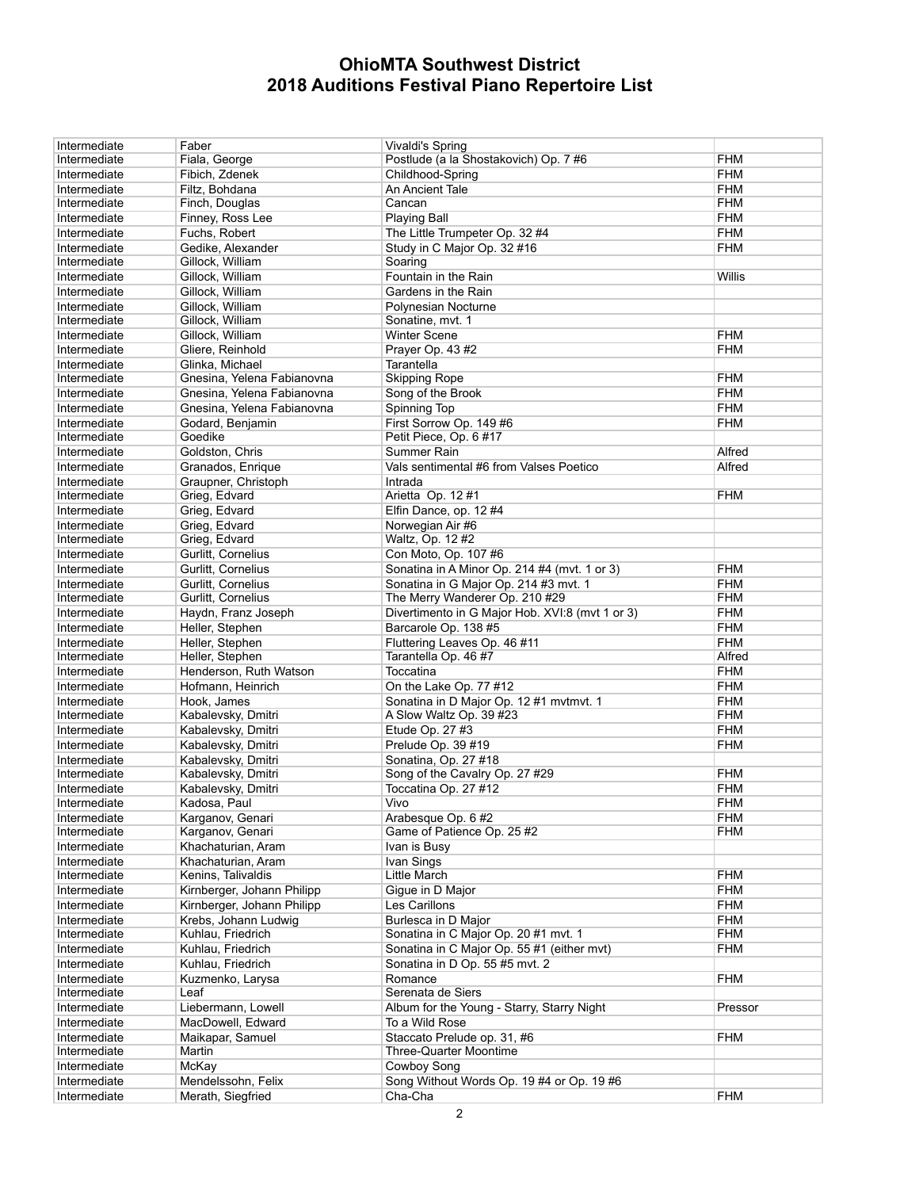# OhioMTA Southwest District
# 2018 Auditions Festival Piano Repertoire List

| | | | |
|---|---|---|---|
| Intermediate | Faber | Vivaldi's Spring | |
| Intermediate | Fiala, George | Postlude (a la Shostakovich) Op. 7 #6 | FHM |
| Intermediate | Fibich, Zdenek | Childhood-Spring | FHM |
| Intermediate | Filtz, Bohdana | An Ancient Tale | FHM |
| Intermediate | Finch, Douglas | Cancan | FHM |
| Intermediate | Finney, Ross Lee | Playing Ball | FHM |
| Intermediate | Fuchs, Robert | The Little Trumpeter Op. 32 #4 | FHM |
| Intermediate | Gedike, Alexander | Study in C Major Op. 32 #16 | FHM |
| Intermediate | Gillock, William | Soaring | |
| Intermediate | Gillock, William | Fountain in the Rain | Willis |
| Intermediate | Gillock, William | Gardens in the Rain | |
| Intermediate | Gillock, William | Polynesian Nocturne | |
| Intermediate | Gillock, William | Sonatine, mvt. 1 | |
| Intermediate | Gillock, William | Winter Scene | FHM |
| Intermediate | Gliere, Reinhold | Prayer Op. 43 #2 | FHM |
| Intermediate | Glinka, Michael | Tarantella | |
| Intermediate | Gnesina, Yelena Fabianovna | Skipping Rope | FHM |
| Intermediate | Gnesina, Yelena Fabianovna | Song of the Brook | FHM |
| Intermediate | Gnesina, Yelena Fabianovna | Spinning Top | FHM |
| Intermediate | Godard, Benjamin | First Sorrow Op. 149 #6 | FHM |
| Intermediate | Goedike | Petit Piece, Op. 6 #17 | |
| Intermediate | Goldston, Chris | Summer Rain | Alfred |
| Intermediate | Granados, Enrique | Vals sentimental #6 from Valses Poetico | Alfred |
| Intermediate | Graupner, Christoph | Intrada | |
| Intermediate | Grieg, Edvard | Arietta Op. 12 #1 | FHM |
| Intermediate | Grieg, Edvard | Elfin Dance, op. 12 #4 | |
| Intermediate | Grieg, Edvard | Norwegian Air #6 | |
| Intermediate | Grieg, Edvard | Waltz, Op. 12 #2 | |
| Intermediate | Gurlitt, Cornelius | Con Moto, Op. 107 #6 | |
| Intermediate | Gurlitt, Cornelius | Sonatina in A Minor Op. 214 #4 (mvt. 1 or 3) | FHM |
| Intermediate | Gurlitt, Cornelius | Sonatina in G Major Op. 214 #3 mvt. 1 | FHM |
| Intermediate | Gurlitt, Cornelius | The Merry Wanderer Op. 210 #29 | FHM |
| Intermediate | Haydn, Franz Joseph | Divertimento in G Major Hob. XVI:8 (mvt 1 or 3) | FHM |
| Intermediate | Heller, Stephen | Barcarole Op. 138 #5 | FHM |
| Intermediate | Heller, Stephen | Fluttering Leaves Op. 46 #11 | FHM |
| Intermediate | Heller, Stephen | Tarantella Op. 46 #7 | Alfred |
| Intermediate | Henderson, Ruth Watson | Toccatina | FHM |
| Intermediate | Hofmann, Heinrich | On the Lake Op. 77 #12 | FHM |
| Intermediate | Hook, James | Sonatina in D Major Op. 12 #1 mvtmvt. 1 | FHM |
| Intermediate | Kabalevsky, Dmitri | A Slow Waltz Op. 39 #23 | FHM |
| Intermediate | Kabalevsky, Dmitri | Etude Op. 27 #3 | FHM |
| Intermediate | Kabalevsky, Dmitri | Prelude Op. 39 #19 | FHM |
| Intermediate | Kabalevsky, Dmitri | Sonatina, Op. 27 #18 | |
| Intermediate | Kabalevsky, Dmitri | Song of the Cavalry Op. 27 #29 | FHM |
| Intermediate | Kabalevsky, Dmitri | Toccatina Op. 27 #12 | FHM |
| Intermediate | Kadosa, Paul | Vivo | FHM |
| Intermediate | Karganov, Genari | Arabesque Op. 6 #2 | FHM |
| Intermediate | Karganov, Genari | Game of Patience Op. 25 #2 | FHM |
| Intermediate | Khachaturian, Aram | Ivan is Busy | |
| Intermediate | Khachaturian, Aram | Ivan Sings | |
| Intermediate | Kenins, Talivaldis | Little March | FHM |
| Intermediate | Kirnberger, Johann Philipp | Gigue in D Major | FHM |
| Intermediate | Kirnberger, Johann Philipp | Les Carillons | FHM |
| Intermediate | Krebs, Johann Ludwig | Burlesca in D Major | FHM |
| Intermediate | Kuhlau, Friedrich | Sonatina in C Major Op. 20 #1 mvt. 1 | FHM |
| Intermediate | Kuhlau, Friedrich | Sonatina in C Major Op. 55 #1 (either mvt) | FHM |
| Intermediate | Kuhlau, Friedrich | Sonatina in D Op. 55 #5 mvt. 2 | |
| Intermediate | Kuzmenko, Larysa | Romance | FHM |
| Intermediate | Leaf | Serenata de Siers | |
| Intermediate | Liebermann, Lowell | Album for the Young - Starry, Starry Night | Pressor |
| Intermediate | MacDowell, Edward | To a Wild Rose | |
| Intermediate | Maikapar, Samuel | Staccato Prelude op. 31, #6 | FHM |
| Intermediate | Martin | Three-Quarter Moontime | |
| Intermediate | McKay | Cowboy Song | |
| Intermediate | Mendelssohn, Felix | Song Without Words Op. 19 #4 or Op. 19 #6 | |
| Intermediate | Merath, Siegfried | Cha-Cha | FHM |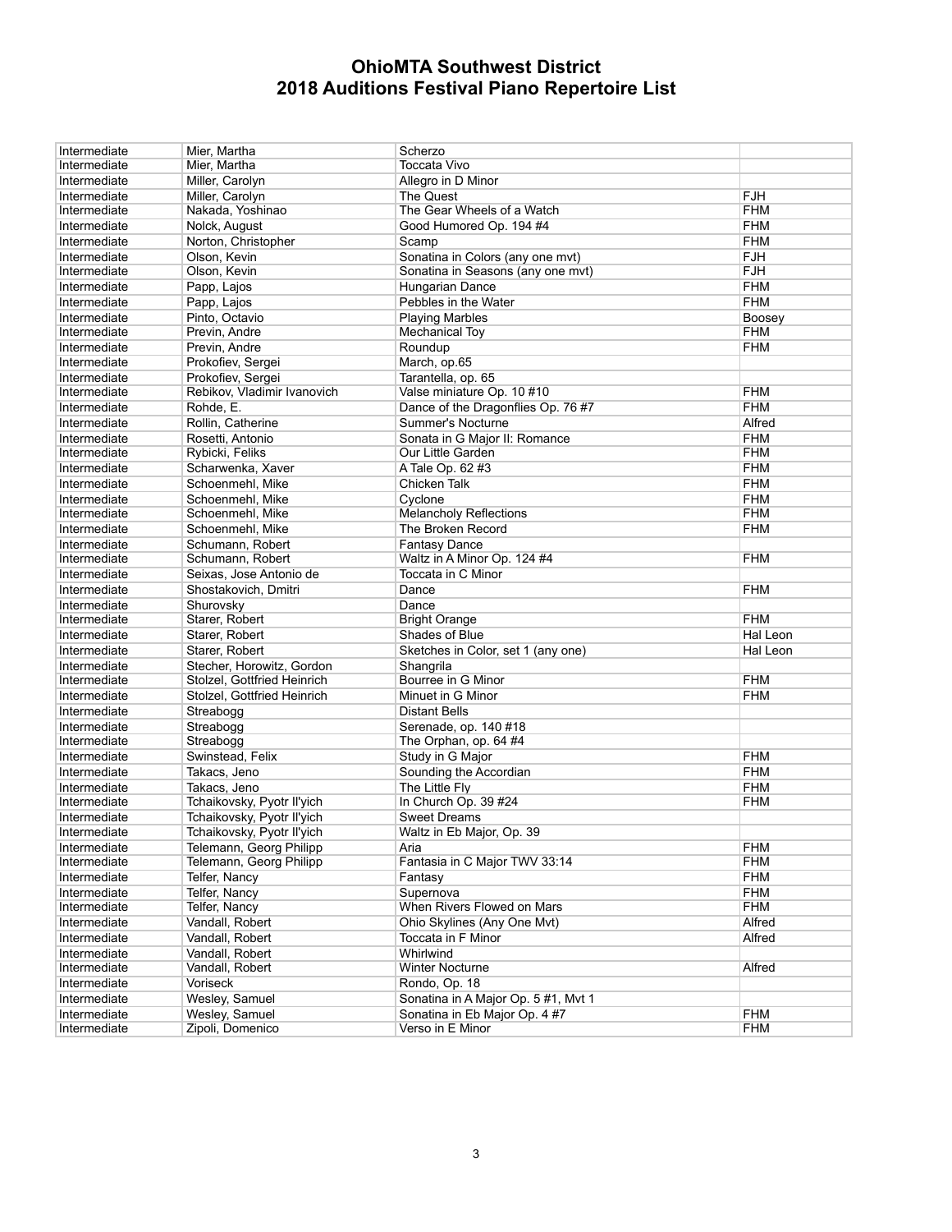# OhioMTA Southwest District
# 2018 Auditions Festival Piano Repertoire List

| | | | |
|---|---|---|---|
| Intermediate | Mier, Martha | Scherzo | |
| Intermediate | Mier, Martha | Toccata Vivo | |
| Intermediate | Miller, Carolyn | Allegro in D Minor | |
| Intermediate | Miller, Carolyn | The Quest | FJH |
| Intermediate | Nakada, Yoshinao | The Gear Wheels of a Watch | FHM |
| Intermediate | Nolck, August | Good Humored Op. 194 #4 | FHM |
| Intermediate | Norton, Christopher | Scamp | FHM |
| Intermediate | Olson, Kevin | Sonatina in Colors (any one mvt) | FJH |
| Intermediate | Olson, Kevin | Sonatina in Seasons (any one mvt) | FJH |
| Intermediate | Papp, Lajos | Hungarian Dance | FHM |
| Intermediate | Papp, Lajos | Pebbles in the Water | FHM |
| Intermediate | Pinto, Octavio | Playing Marbles | Boosey |
| Intermediate | Previn, Andre | Mechanical Toy | FHM |
| Intermediate | Previn, Andre | Roundup | FHM |
| Intermediate | Prokofiev, Sergei | March, op.65 | |
| Intermediate | Prokofiev, Sergei | Tarantella, op. 65 | |
| Intermediate | Rebikov, Vladimir Ivanovich | Valse miniature Op. 10 #10 | FHM |
| Intermediate | Rohde, E. | Dance of the Dragonflies Op. 76 #7 | FHM |
| Intermediate | Rollin, Catherine | Summer's Nocturne | Alfred |
| Intermediate | Rosetti, Antonio | Sonata in G Major II: Romance | FHM |
| Intermediate | Rybicki, Feliks | Our Little Garden | FHM |
| Intermediate | Scharwenka, Xaver | A Tale Op. 62 #3 | FHM |
| Intermediate | Schoenmehl, Mike | Chicken Talk | FHM |
| Intermediate | Schoenmehl, Mike | Cyclone | FHM |
| Intermediate | Schoenmehl, Mike | Melancholy Reflections | FHM |
| Intermediate | Schoenmehl, Mike | The Broken Record | FHM |
| Intermediate | Schumann, Robert | Fantasy Dance | |
| Intermediate | Schumann, Robert | Waltz in A Minor Op. 124 #4 | FHM |
| Intermediate | Seixas, Jose Antonio de | Toccata in C Minor | |
| Intermediate | Shostakovich, Dmitri | Dance | FHM |
| Intermediate | Shurovsky | Dance | |
| Intermediate | Starer, Robert | Bright Orange | FHM |
| Intermediate | Starer, Robert | Shades of Blue | Hal Leon |
| Intermediate | Starer, Robert | Sketches in Color, set 1 (any one) | Hal Leon |
| Intermediate | Stecher, Horowitz, Gordon | Shangrila | |
| Intermediate | Stolzel, Gottfried Heinrich | Bourree in G Minor | FHM |
| Intermediate | Stolzel, Gottfried Heinrich | Minuet in G Minor | FHM |
| Intermediate | Streabogg | Distant Bells | |
| Intermediate | Streabogg | Serenade, op. 140 #18 | |
| Intermediate | Streabogg | The Orphan, op. 64 #4 | |
| Intermediate | Swinstead, Felix | Study in G Major | FHM |
| Intermediate | Takacs, Jeno | Sounding the Accordian | FHM |
| Intermediate | Takacs, Jeno | The Little Fly | FHM |
| Intermediate | Tchaikovsky, Pyotr Il'yich | In Church Op. 39 #24 | FHM |
| Intermediate | Tchaikovsky, Pyotr Il'yich | Sweet Dreams | |
| Intermediate | Tchaikovsky, Pyotr Il'yich | Waltz in Eb Major, Op. 39 | |
| Intermediate | Telemann, Georg Philipp | Aria | FHM |
| Intermediate | Telemann, Georg Philipp | Fantasia in C Major TWV 33:14 | FHM |
| Intermediate | Telfer, Nancy | Fantasy | FHM |
| Intermediate | Telfer, Nancy | Supernova | FHM |
| Intermediate | Telfer, Nancy | When Rivers Flowed on Mars | FHM |
| Intermediate | Vandall, Robert | Ohio Skylines (Any One Mvt) | Alfred |
| Intermediate | Vandall, Robert | Toccata in F Minor | Alfred |
| Intermediate | Vandall, Robert | Whirlwind | |
| Intermediate | Vandall, Robert | Winter Nocturne | Alfred |
| Intermediate | Voriseck | Rondo, Op. 18 | |
| Intermediate | Wesley, Samuel | Sonatina in A Major Op. 5 #1, Mvt 1 | |
| Intermediate | Wesley, Samuel | Sonatina in Eb Major Op. 4 #7 | FHM |
| Intermediate | Zipoli, Domenico | Verso in E Minor | FHM |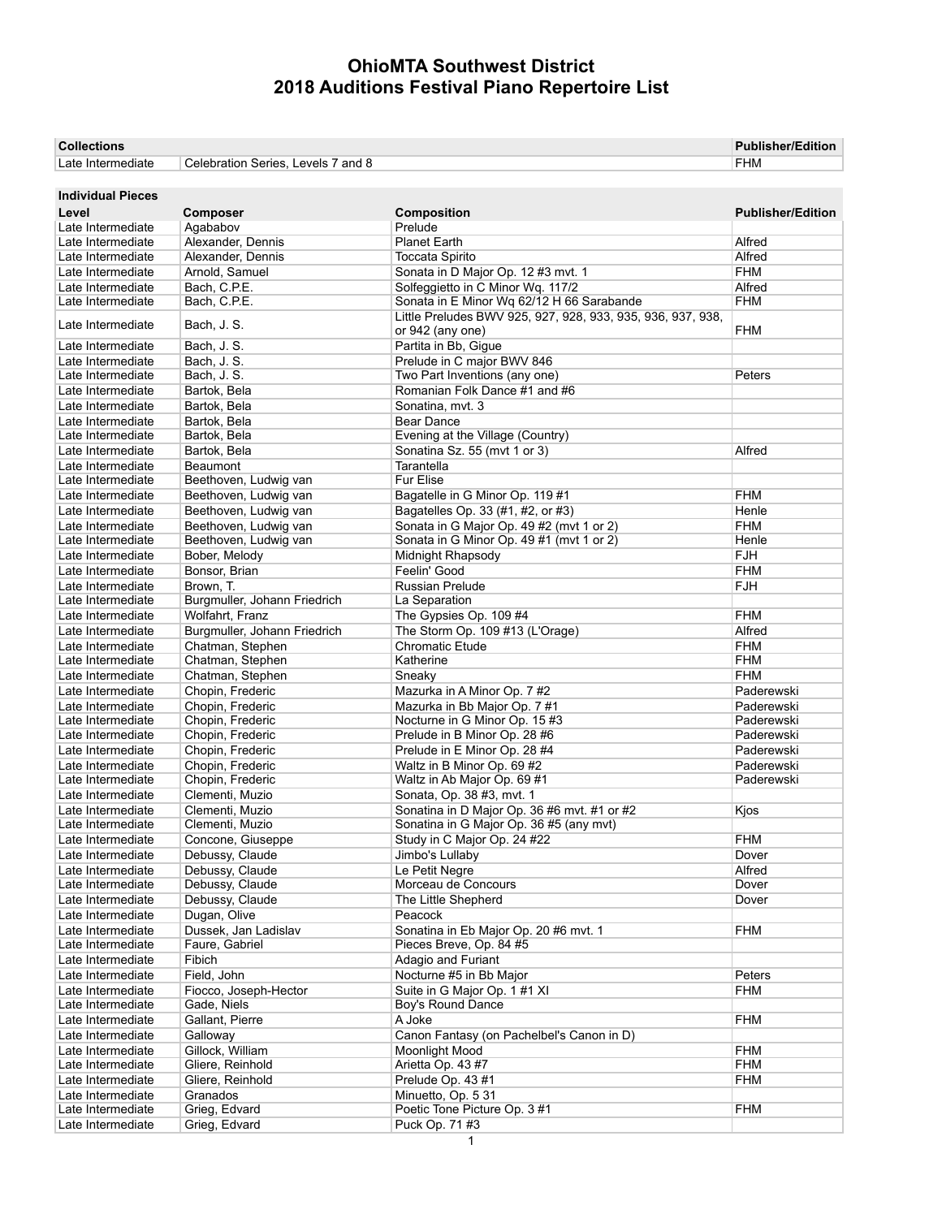# OhioMTA Southwest District
# 2018 Auditions Festival Piano Repertoire List

| Collections | | Publisher/Edition |
|---|---|---|
| Late Intermediate | Celebration Series, Levels 7 and 8 | FHM |

**Individual Pieces**

| Level | Composer | Composition | Publisher/Edition |
|---|---|---|---|
| Late Intermediate | Agababov | Prelude | |
| Late Intermediate | Alexander, Dennis | Planet Earth | Alfred |
| Late Intermediate | Alexander, Dennis | Toccata Spirito | Alfred |
| Late Intermediate | Arnold, Samuel | Sonata in D Major Op. 12 #3 mvt. 1 | FHM |
| Late Intermediate | Bach, C.P.E. | Solfeggietto in C Minor Wq. 117/2 | Alfred |
| Late Intermediate | Bach, C.P.E. | Sonata in E Minor Wq 62/12 H 66 Sarabande | FHM |
| Late Intermediate | Bach, J. S. | Little Preludes BWV 925, 927, 928, 933, 935, 936, 937, 938, or 942 (any one) | FHM |
| Late Intermediate | Bach, J. S. | Partita in Bb, Gigue | |
| Late Intermediate | Bach, J. S. | Prelude in C major BWV 846 | |
| Late Intermediate | Bach, J. S. | Two Part Inventions (any one) | Peters |
| Late Intermediate | Bartok, Bela | Romanian Folk Dance #1 and #6 | |
| Late Intermediate | Bartok, Bela | Sonatina, mvt. 3 | |
| Late Intermediate | Bartok, Bela | Bear Dance | |
| Late Intermediate | Bartok, Bela | Evening at the Village (Country) | |
| Late Intermediate | Bartok, Bela | Sonatina Sz. 55 (mvt 1 or 3) | Alfred |
| Late Intermediate | Beaumont | Tarantella | |
| Late Intermediate | Beethoven, Ludwig van | Fur Elise | |
| Late Intermediate | Beethoven, Ludwig van | Bagatelle in G Minor Op. 119 #1 | FHM |
| Late Intermediate | Beethoven, Ludwig van | Bagatelles Op. 33 (#1, #2, or #3) | Henle |
| Late Intermediate | Beethoven, Ludwig van | Sonata in G Major Op. 49 #2 (mvt 1 or 2) | FHM |
| Late Intermediate | Beethoven, Ludwig van | Sonata in G Minor Op. 49 #1 (mvt 1 or 2) | Henle |
| Late Intermediate | Bober, Melody | Midnight Rhapsody | FJH |
| Late Intermediate | Bonsor, Brian | Feelin' Good | FHM |
| Late Intermediate | Brown, T. | Russian Prelude | FJH |
| Late Intermediate | Burgmuller, Johann Friedrich | La Separation | |
| Late Intermediate | Wolfahrt, Franz | The Gypsies Op. 109 #4 | FHM |
| Late Intermediate | Burgmuller, Johann Friedrich | The Storm Op. 109 #13 (L'Orage) | Alfred |
| Late Intermediate | Chatman, Stephen | Chromatic Etude | FHM |
| Late Intermediate | Chatman, Stephen | Katherine | FHM |
| Late Intermediate | Chatman, Stephen | Sneaky | FHM |
| Late Intermediate | Chopin, Frederic | Mazurka in A Minor Op. 7 #2 | Paderewski |
| Late Intermediate | Chopin, Frederic | Mazurka in Bb Major Op. 7 #1 | Paderewski |
| Late Intermediate | Chopin, Frederic | Nocturne in G Minor Op. 15 #3 | Paderewski |
| Late Intermediate | Chopin, Frederic | Prelude in B Minor Op. 28 #6 | Paderewski |
| Late Intermediate | Chopin, Frederic | Prelude in E Minor Op. 28 #4 | Paderewski |
| Late Intermediate | Chopin, Frederic | Waltz in B Minor Op. 69 #2 | Paderewski |
| Late Intermediate | Chopin, Frederic | Waltz in Ab Major Op. 69 #1 | Paderewski |
| Late Intermediate | Clementi, Muzio | Sonata, Op. 38 #3, mvt. 1 | |
| Late Intermediate | Clementi, Muzio | Sonatina in D Major Op. 36 #6 mvt. #1 or #2 | Kjos |
| Late Intermediate | Clementi, Muzio | Sonatina in G Major Op. 36 #5 (any mvt) | |
| Late Intermediate | Concone, Giuseppe | Study in C Major Op. 24 #22 | FHM |
| Late Intermediate | Debussy, Claude | Jimbo's Lullaby | Dover |
| Late Intermediate | Debussy, Claude | Le Petit Negre | Alfred |
| Late Intermediate | Debussy, Claude | Morceau de Concours | Dover |
| Late Intermediate | Debussy, Claude | The Little Shepherd | Dover |
| Late Intermediate | Dugan, Olive | Peacock | |
| Late Intermediate | Dussek, Jan Ladislav | Sonatina in Eb Major Op. 20 #6 mvt. 1 | FHM |
| Late Intermediate | Faure, Gabriel | Pieces Breve, Op. 84 #5 | |
| Late Intermediate | Fibich | Adagio and Furiant | |
| Late Intermediate | Field, John | Nocturne #5 in Bb Major | Peters |
| Late Intermediate | Fiocco, Joseph-Hector | Suite in G Major Op. 1 #1 XI | FHM |
| Late Intermediate | Gade, Niels | Boy's Round Dance | |
| Late Intermediate | Gallant, Pierre | A Joke | FHM |
| Late Intermediate | Galloway | Canon Fantasy (on Pachelbel's Canon in D) | |
| Late Intermediate | Gillock, William | Moonlight Mood | FHM |
| Late Intermediate | Gliere, Reinhold | Arietta Op. 43 #7 | FHM |
| Late Intermediate | Gliere, Reinhold | Prelude Op. 43 #1 | FHM |
| Late Intermediate | Granados | Minuetto, Op. 5 31 | |
| Late Intermediate | Grieg, Edvard | Poetic Tone Picture Op. 3 #1 | FHM |
| Late Intermediate | Grieg, Edvard | Puck Op. 71 #3 | |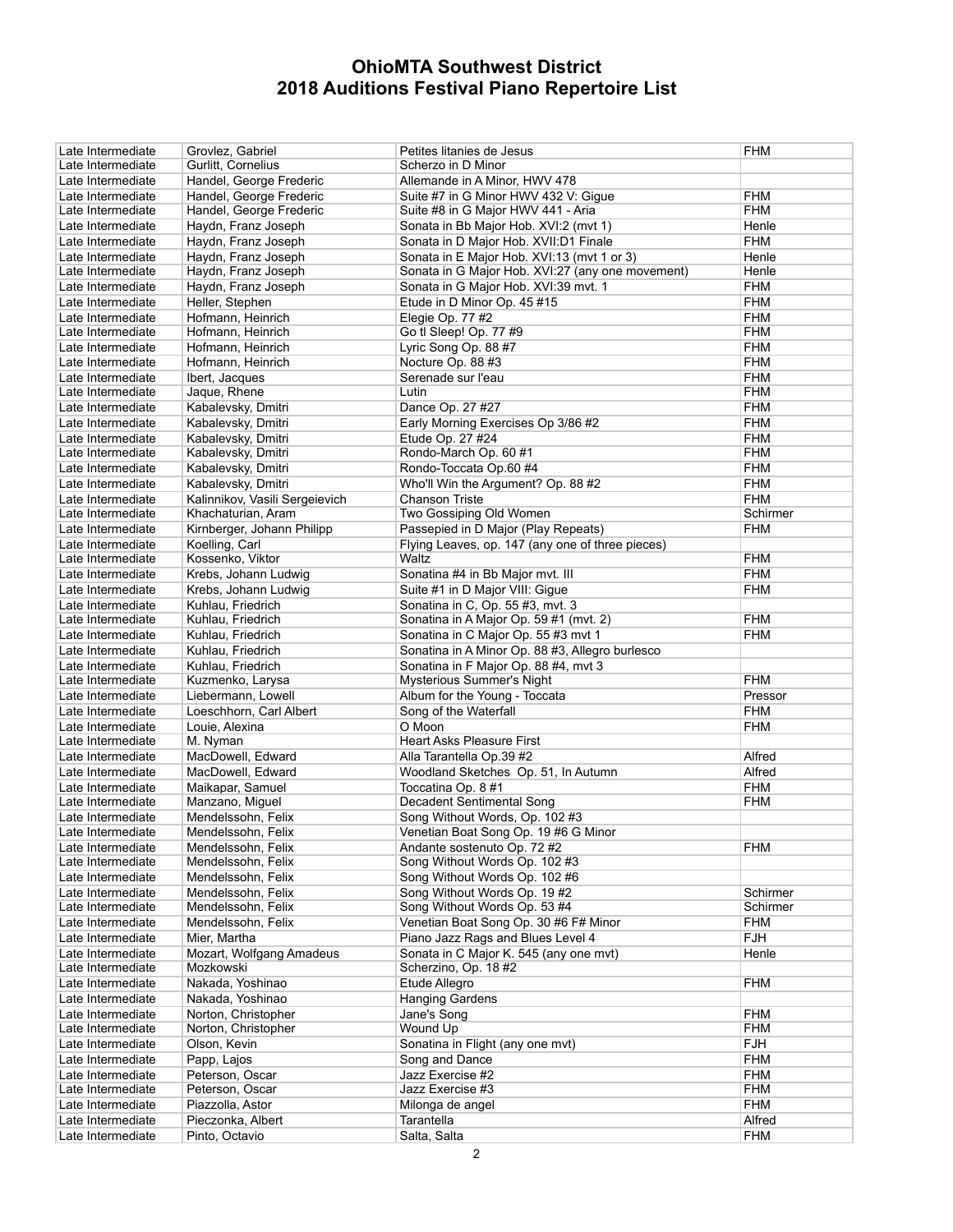# OhioMTA Southwest District
# 2018 Auditions Festival Piano Repertoire List

| | | | |
|---|---|---|---|
| Late Intermediate | Grovlez, Gabriel | Petites litanies de Jesus | FHM |
| Late Intermediate | Gurlitt, Cornelius | Scherzo in D Minor | |
| Late Intermediate | Handel, George Frederic | Allemande in A Minor, HWV 478 | |
| Late Intermediate | Handel, George Frederic | Suite #7 in G Minor HWV 432 V: Gigue | FHM |
| Late Intermediate | Handel, George Frederic | Suite #8 in G Major HWV 441 - Aria | FHM |
| Late Intermediate | Haydn, Franz Joseph | Sonata in Bb Major Hob. XVI:2 (mvt 1) | Henle |
| Late Intermediate | Haydn, Franz Joseph | Sonata in D Major Hob. XVII:D1 Finale | FHM |
| Late Intermediate | Haydn, Franz Joseph | Sonata in E Major Hob. XVI:13 (mvt 1 or 3) | Henle |
| Late Intermediate | Haydn, Franz Joseph | Sonata in G Major Hob. XVI:27 (any one movement) | Henle |
| Late Intermediate | Haydn, Franz Joseph | Sonata in G Major Hob. XVI:39 mvt. 1 | FHM |
| Late Intermediate | Heller, Stephen | Etude in D Minor Op. 45 #15 | FHM |
| Late Intermediate | Hofmann, Heinrich | Elegie Op. 77 #2 | FHM |
| Late Intermediate | Hofmann, Heinrich | Go tl Sleep! Op. 77 #9 | FHM |
| Late Intermediate | Hofmann, Heinrich | Lyric Song Op. 88 #7 | FHM |
| Late Intermediate | Hofmann, Heinrich | Nocture Op. 88 #3 | FHM |
| Late Intermediate | Ibert, Jacques | Serenade sur l'eau | FHM |
| Late Intermediate | Jaque, Rhene | Lutin | FHM |
| Late Intermediate | Kabalevsky, Dmitri | Dance Op. 27 #27 | FHM |
| Late Intermediate | Kabalevsky, Dmitri | Early Morning Exercises Op 3/86 #2 | FHM |
| Late Intermediate | Kabalevsky, Dmitri | Etude Op. 27 #24 | FHM |
| Late Intermediate | Kabalevsky, Dmitri | Rondo-March Op. 60 #1 | FHM |
| Late Intermediate | Kabalevsky, Dmitri | Rondo-Toccata Op.60 #4 | FHM |
| Late Intermediate | Kabalevsky, Dmitri | Who'll Win the Argument? Op. 88 #2 | FHM |
| Late Intermediate | Kalinnikov, Vasili Sergeievich | Chanson Triste | FHM |
| Late Intermediate | Khachaturian, Aram | Two Gossiping Old Women | Schirmer |
| Late Intermediate | Kirnberger, Johann Philipp | Passepied in D Major (Play Repeats) | FHM |
| Late Intermediate | Koelling, Carl | Flying Leaves, op. 147 (any one of three pieces) | |
| Late Intermediate | Kossenko, Viktor | Waltz | FHM |
| Late Intermediate | Krebs, Johann Ludwig | Sonatina #4 in Bb Major mvt. III | FHM |
| Late Intermediate | Krebs, Johann Ludwig | Suite #1 in D Major VIII: Gigue | FHM |
| Late Intermediate | Kuhlau, Friedrich | Sonatina in C, Op. 55 #3, mvt. 3 | |
| Late Intermediate | Kuhlau, Friedrich | Sonatina in A Major Op. 59 #1 (mvt. 2) | FHM |
| Late Intermediate | Kuhlau, Friedrich | Sonatina in C Major Op. 55 #3 mvt 1 | FHM |
| Late Intermediate | Kuhlau, Friedrich | Sonatina in A Minor Op. 88 #3, Allegro burlesco | |
| Late Intermediate | Kuhlau, Friedrich | Sonatina in F Major Op. 88 #4, mvt 3 | |
| Late Intermediate | Kuzmenko, Larysa | Mysterious Summer's Night | FHM |
| Late Intermediate | Liebermann, Lowell | Album for the Young - Toccata | Pressor |
| Late Intermediate | Loeschhorn, Carl Albert | Song of the Waterfall | FHM |
| Late Intermediate | Louie, Alexina | O Moon | FHM |
| Late Intermediate | M. Nyman | Heart Asks Pleasure First | |
| Late Intermediate | MacDowell, Edward | Alla Tarantella Op.39 #2 | Alfred |
| Late Intermediate | MacDowell, Edward | Woodland Sketches Op. 51, In Autumn | Alfred |
| Late Intermediate | Maikapar, Samuel | Toccatina Op. 8 #1 | FHM |
| Late Intermediate | Manzano, Miguel | Decadent Sentimental Song | FHM |
| Late Intermediate | Mendelssohn, Felix | Song Without Words, Op. 102 #3 | |
| Late Intermediate | Mendelssohn, Felix | Venetian Boat Song Op. 19 #6 G Minor | |
| Late Intermediate | Mendelssohn, Felix | Andante sostenuto Op. 72 #2 | FHM |
| Late Intermediate | Mendelssohn, Felix | Song Without Words Op. 102 #3 | |
| Late Intermediate | Mendelssohn, Felix | Song Without Words Op. 102 #6 | |
| Late Intermediate | Mendelssohn, Felix | Song Without Words Op. 19 #2 | Schirmer |
| Late Intermediate | Mendelssohn, Felix | Song Without Words Op. 53 #4 | Schirmer |
| Late Intermediate | Mendelssohn, Felix | Venetian Boat Song Op. 30 #6 F# Minor | FHM |
| Late Intermediate | Mier, Martha | Piano Jazz Rags and Blues Level 4 | FJH |
| Late Intermediate | Mozart, Wolfgang Amadeus | Sonata in C Major K. 545 (any one mvt) | Henle |
| Late Intermediate | Mozkowski | Scherzino, Op. 18 #2 | |
| Late Intermediate | Nakada, Yoshinao | Etude Allegro | FHM |
| Late Intermediate | Nakada, Yoshinao | Hanging Gardens | |
| Late Intermediate | Norton, Christopher | Jane's Song | FHM |
| Late Intermediate | Norton, Christopher | Wound Up | FHM |
| Late Intermediate | Olson, Kevin | Sonatina in Flight (any one mvt) | FJH |
| Late Intermediate | Papp, Lajos | Song and Dance | FHM |
| Late Intermediate | Peterson, Oscar | Jazz Exercise #2 | FHM |
| Late Intermediate | Peterson, Oscar | Jazz Exercise #3 | FHM |
| Late Intermediate | Piazzolla, Astor | Milonga de angel | FHM |
| Late Intermediate | Pieczonka, Albert | Tarantella | Alfred |
| Late Intermediate | Pinto, Octavio | Salta, Salta | FHM |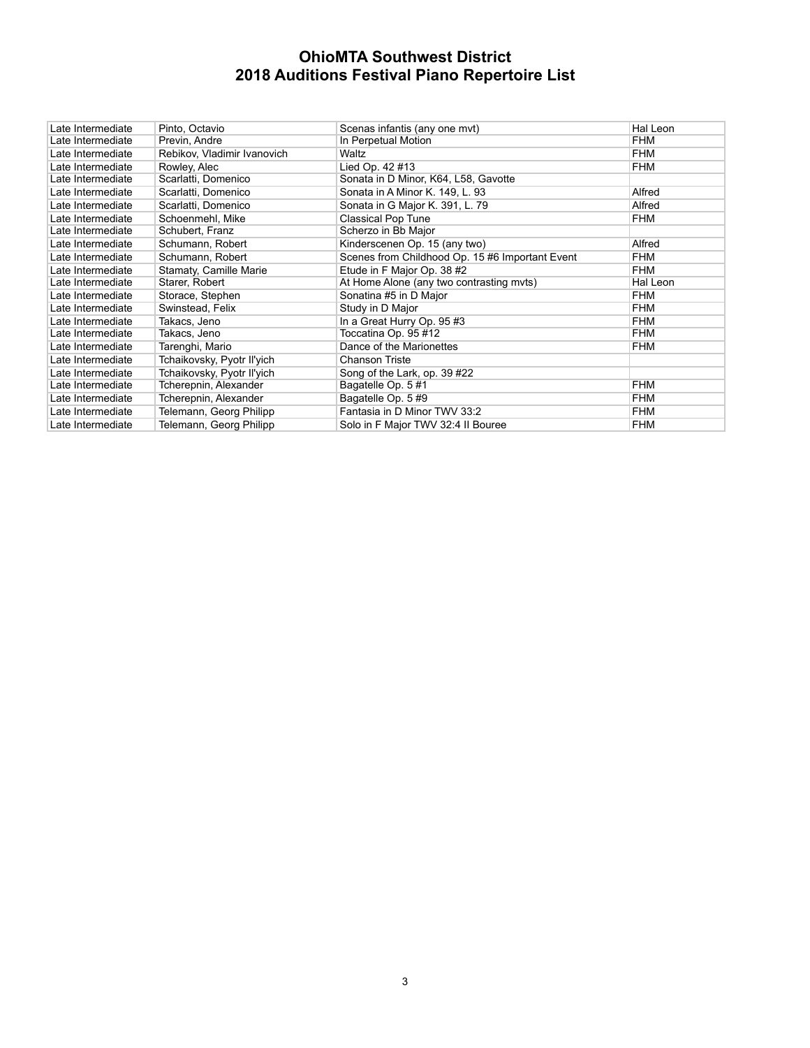# OhioMTA Southwest District
# 2018 Auditions Festival Piano Repertoire List

| | | | |
|---|---|---|---|
| Late Intermediate | Pinto, Octavio | Scenas infantis (any one mvt) | Hal Leon |
| Late Intermediate | Previn, Andre | In Perpetual Motion | FHM |
| Late Intermediate | Rebikov, Vladimir Ivanovich | Waltz | FHM |
| Late Intermediate | Rowley, Alec | Lied Op. 42 #13 | FHM |
| Late Intermediate | Scarlatti, Domenico | Sonata in D Minor, K64, L58, Gavotte | |
| Late Intermediate | Scarlatti, Domenico | Sonata in A Minor K. 149, L. 93 | Alfred |
| Late Intermediate | Scarlatti, Domenico | Sonata in G Major K. 391, L. 79 | Alfred |
| Late Intermediate | Schoenmehl, Mike | Classical Pop Tune | FHM |
| Late Intermediate | Schubert, Franz | Scherzo in Bb Major | |
| Late Intermediate | Schumann, Robert | Kinderscenen Op. 15 (any two) | Alfred |
| Late Intermediate | Schumann, Robert | Scenes from Childhood Op. 15 #6 Important Event | FHM |
| Late Intermediate | Stamaty, Camille Marie | Etude in F Major Op. 38 #2 | FHM |
| Late Intermediate | Starer, Robert | At Home Alone (any two contrasting mvts) | Hal Leon |
| Late Intermediate | Storace, Stephen | Sonatina #5 in D Major | FHM |
| Late Intermediate | Swinstead, Felix | Study in D Major | FHM |
| Late Intermediate | Takacs, Jeno | In a Great Hurry Op. 95 #3 | FHM |
| Late Intermediate | Takacs, Jeno | Toccatina Op. 95 #12 | FHM |
| Late Intermediate | Tarenghi, Mario | Dance of the Marionettes | FHM |
| Late Intermediate | Tchaikovsky, Pyotr Il'yich | Chanson Triste | |
| Late Intermediate | Tchaikovsky, Pyotr Il'yich | Song of the Lark, op. 39 #22 | |
| Late Intermediate | Tcherepnin, Alexander | Bagatelle Op. 5 #1 | FHM |
| Late Intermediate | Tcherepnin, Alexander | Bagatelle Op. 5 #9 | FHM |
| Late Intermediate | Telemann, Georg Philipp | Fantasia in D Minor TWV 33:2 | FHM |
| Late Intermediate | Telemann, Georg Philipp | Solo in F Major TWV 32:4 II Bouree | FHM |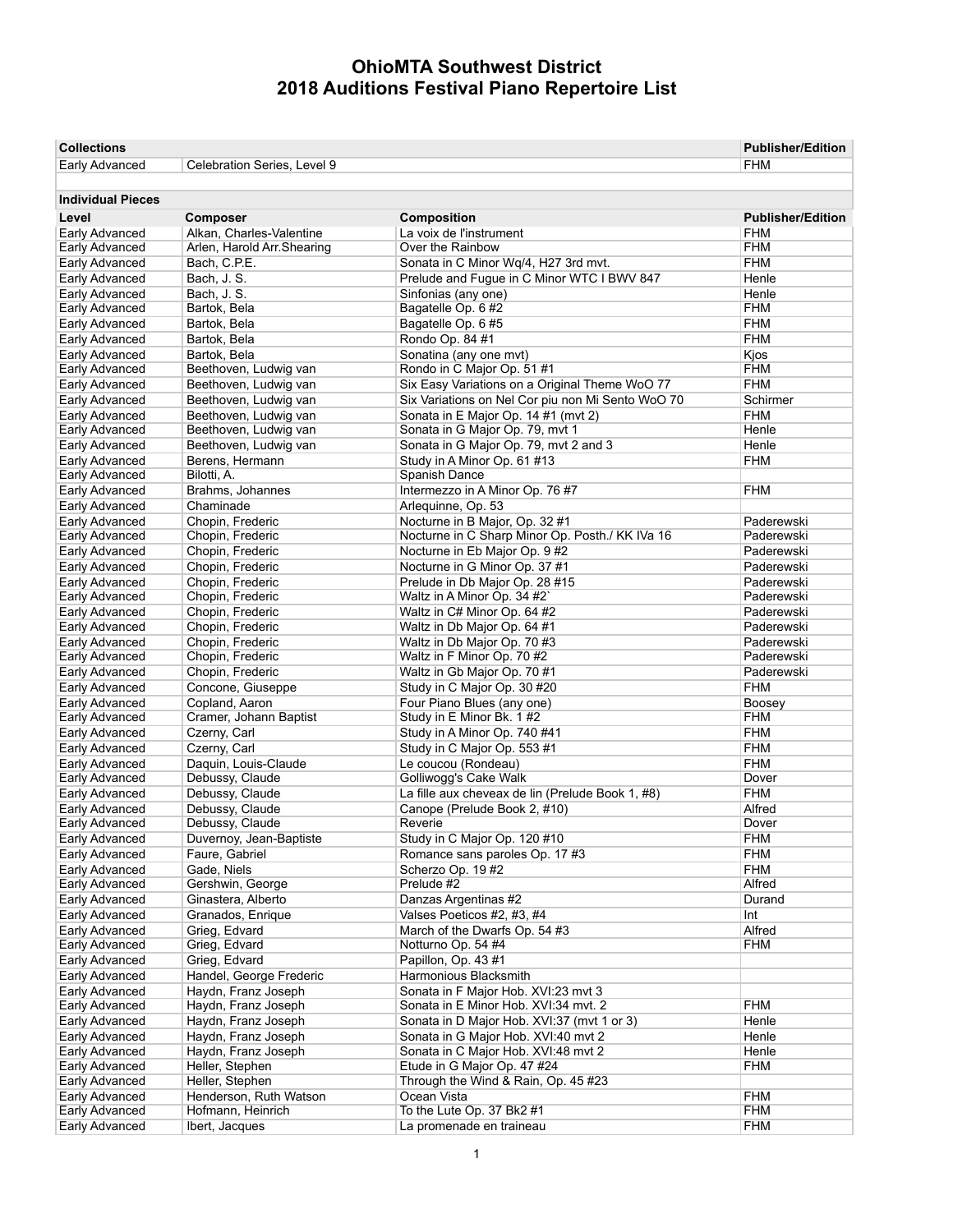# OhioMTA Southwest District
# 2018 Auditions Festival Piano Repertoire List

| Collections | | Publisher/Edition |
|---|---|---|
| Early Advanced | Celebration Series, Level 9 | FHM |

**Individual Pieces**

| Level | Composer | Composition | Publisher/Edition |
|---|---|---|---|
| Early Advanced | Alkan, Charles-Valentine | La voix de l'instrument | FHM |
| Early Advanced | Arlen, Harold Arr.Shearing | Over the Rainbow | FHM |
| Early Advanced | Bach, C.P.E. | Sonata in C Minor Wq/4, H27 3rd mvt. | FHM |
| Early Advanced | Bach, J. S. | Prelude and Fugue in C Minor WTC I BWV 847 | Henle |
| Early Advanced | Bach, J. S. | Sinfonias (any one) | Henle |
| Early Advanced | Bartok, Bela | Bagatelle Op. 6 #2 | FHM |
| Early Advanced | Bartok, Bela | Bagatelle Op. 6 #5 | FHM |
| Early Advanced | Bartok, Bela | Rondo Op. 84 #1 | FHM |
| Early Advanced | Bartok, Bela | Sonatina (any one mvt) | Kjos |
| Early Advanced | Beethoven, Ludwig van | Rondo in C Major Op. 51 #1 | FHM |
| Early Advanced | Beethoven, Ludwig van | Six Easy Variations on a Original Theme WoO 77 | FHM |
| Early Advanced | Beethoven, Ludwig van | Six Variations on Nel Cor piu non Mi Sento WoO 70 | Schirmer |
| Early Advanced | Beethoven, Ludwig van | Sonata in E Major Op. 14 #1 (mvt 2) | FHM |
| Early Advanced | Beethoven, Ludwig van | Sonata in G Major Op. 79, mvt 1 | Henle |
| Early Advanced | Beethoven, Ludwig van | Sonata in G Major Op. 79, mvt 2 and 3 | Henle |
| Early Advanced | Berens, Hermann | Study in A Minor Op. 61 #13 | FHM |
| Early Advanced | Bilotti, A. | Spanish Dance | |
| Early Advanced | Brahms, Johannes | Intermezzo in A Minor Op. 76 #7 | FHM |
| Early Advanced | Chaminade | Arlequinne, Op. 53 | |
| Early Advanced | Chopin, Frederic | Nocturne in B Major, Op. 32 #1 | Paderewski |
| Early Advanced | Chopin, Frederic | Nocturne in C Sharp Minor Op. Posth./ KK IVa 16 | Paderewski |
| Early Advanced | Chopin, Frederic | Nocturne in Eb Major Op. 9 #2 | Paderewski |
| Early Advanced | Chopin, Frederic | Nocturne in G Minor Op. 37 #1 | Paderewski |
| Early Advanced | Chopin, Frederic | Prelude in Db Major Op. 28 #15 | Paderewski |
| Early Advanced | Chopin, Frederic | Waltz in A Minor Op. 34 #2` | Paderewski |
| Early Advanced | Chopin, Frederic | Waltz in C# Minor Op. 64 #2 | Paderewski |
| Early Advanced | Chopin, Frederic | Waltz in Db Major Op. 64 #1 | Paderewski |
| Early Advanced | Chopin, Frederic | Waltz in Db Major Op. 70 #3 | Paderewski |
| Early Advanced | Chopin, Frederic | Waltz in F Minor Op. 70 #2 | Paderewski |
| Early Advanced | Chopin, Frederic | Waltz in Gb Major Op. 70 #1 | Paderewski |
| Early Advanced | Concone, Giuseppe | Study in C Major Op. 30 #20 | FHM |
| Early Advanced | Copland, Aaron | Four Piano Blues (any one) | Boosey |
| Early Advanced | Cramer, Johann Baptist | Study in E Minor Bk. 1 #2 | FHM |
| Early Advanced | Czerny, Carl | Study in A Minor Op. 740 #41 | FHM |
| Early Advanced | Czerny, Carl | Study in C Major Op. 553 #1 | FHM |
| Early Advanced | Daquin, Louis-Claude | Le coucou (Rondeau) | FHM |
| Early Advanced | Debussy, Claude | Golliwogg's Cake Walk | Dover |
| Early Advanced | Debussy, Claude | La fille aux cheveax de lin (Prelude Book 1, #8) | FHM |
| Early Advanced | Debussy, Claude | Canope (Prelude Book 2, #10) | Alfred |
| Early Advanced | Debussy, Claude | Reverie | Dover |
| Early Advanced | Duvernoy, Jean-Baptiste | Study in C Major Op. 120 #10 | FHM |
| Early Advanced | Faure, Gabriel | Romance sans paroles Op. 17 #3 | FHM |
| Early Advanced | Gade, Niels | Scherzo Op. 19 #2 | FHM |
| Early Advanced | Gershwin, George | Prelude #2 | Alfred |
| Early Advanced | Ginastera, Alberto | Danzas Argentinas #2 | Durand |
| Early Advanced | Granados, Enrique | Valses Poeticos #2, #3, #4 | Int |
| Early Advanced | Grieg, Edvard | March of the Dwarfs Op. 54 #3 | Alfred |
| Early Advanced | Grieg, Edvard | Notturno Op. 54 #4 | FHM |
| Early Advanced | Grieg, Edvard | Papillon, Op. 43 #1 | |
| Early Advanced | Handel, George Frederic | Harmonious Blacksmith | |
| Early Advanced | Haydn, Franz Joseph | Sonata in F Major Hob. XVI:23 mvt 3 | |
| Early Advanced | Haydn, Franz Joseph | Sonata in E Minor Hob. XVI:34 mvt. 2 | FHM |
| Early Advanced | Haydn, Franz Joseph | Sonata in D Major Hob. XVI:37 (mvt 1 or 3) | Henle |
| Early Advanced | Haydn, Franz Joseph | Sonata in G Major Hob. XVI:40 mvt 2 | Henle |
| Early Advanced | Haydn, Franz Joseph | Sonata in C Major Hob. XVI:48 mvt 2 | Henle |
| Early Advanced | Heller, Stephen | Etude in G Major Op. 47 #24 | FHM |
| Early Advanced | Heller, Stephen | Through the Wind & Rain, Op. 45 #23 | |
| Early Advanced | Henderson, Ruth Watson | Ocean Vista | FHM |
| Early Advanced | Hofmann, Heinrich | To the Lute Op. 37 Bk2 #1 | FHM |
| Early Advanced | Ibert, Jacques | La promenade en traineau | FHM |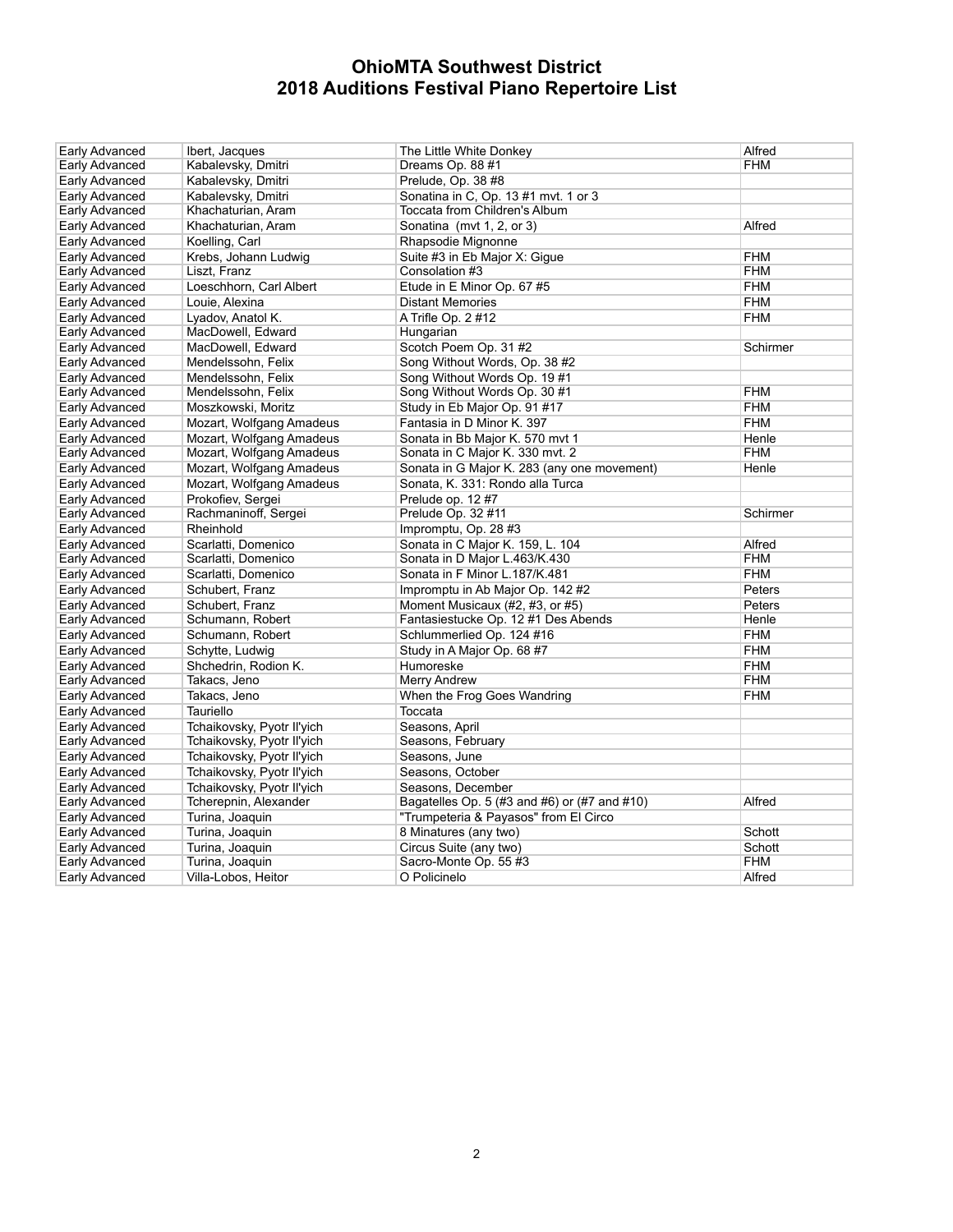# OhioMTA Southwest District
# 2018 Auditions Festival Piano Repertoire List

| | | | |
|---|---|---|---|
| Early Advanced | Ibert, Jacques | The Little White Donkey | Alfred |
| Early Advanced | Kabalevsky, Dmitri | Dreams Op. 88 #1 | FHM |
| Early Advanced | Kabalevsky, Dmitri | Prelude, Op. 38 #8 | |
| Early Advanced | Kabalevsky, Dmitri | Sonatina in C, Op. 13 #1 mvt. 1 or 3 | |
| Early Advanced | Khachaturian, Aram | Toccata from Children's Album | |
| Early Advanced | Khachaturian, Aram | Sonatina (mvt 1, 2, or 3) | Alfred |
| Early Advanced | Koelling, Carl | Rhapsodie Mignonne | |
| Early Advanced | Krebs, Johann Ludwig | Suite #3 in Eb Major X: Gigue | FHM |
| Early Advanced | Liszt, Franz | Consolation #3 | FHM |
| Early Advanced | Loeschhorn, Carl Albert | Etude in E Minor Op. 67 #5 | FHM |
| Early Advanced | Louie, Alexina | Distant Memories | FHM |
| Early Advanced | Lyadov, Anatol K. | A Trifle Op. 2 #12 | FHM |
| Early Advanced | MacDowell, Edward | Hungarian | |
| Early Advanced | MacDowell, Edward | Scotch Poem Op. 31 #2 | Schirmer |
| Early Advanced | Mendelssohn, Felix | Song Without Words, Op. 38 #2 | |
| Early Advanced | Mendelssohn, Felix | Song Without Words Op. 19 #1 | |
| Early Advanced | Mendelssohn, Felix | Song Without Words Op. 30 #1 | FHM |
| Early Advanced | Moszkowski, Moritz | Study in Eb Major Op. 91 #17 | FHM |
| Early Advanced | Mozart, Wolfgang Amadeus | Fantasia in D Minor K. 397 | FHM |
| Early Advanced | Mozart, Wolfgang Amadeus | Sonata in Bb Major K. 570 mvt 1 | Henle |
| Early Advanced | Mozart, Wolfgang Amadeus | Sonata in C Major K. 330 mvt. 2 | FHM |
| Early Advanced | Mozart, Wolfgang Amadeus | Sonata in G Major K. 283 (any one movement) | Henle |
| Early Advanced | Mozart, Wolfgang Amadeus | Sonata, K. 331: Rondo alla Turca | |
| Early Advanced | Prokofiev, Sergei | Prelude op. 12 #7 | |
| Early Advanced | Rachmaninoff, Sergei | Prelude Op. 32 #11 | Schirmer |
| Early Advanced | Rheinhold | Impromptu, Op. 28 #3 | |
| Early Advanced | Scarlatti, Domenico | Sonata in C Major K. 159, L. 104 | Alfred |
| Early Advanced | Scarlatti, Domenico | Sonata in D Major L.463/K.430 | FHM |
| Early Advanced | Scarlatti, Domenico | Sonata in F Minor L.187/K.481 | FHM |
| Early Advanced | Schubert, Franz | Impromptu in Ab Major Op. 142 #2 | Peters |
| Early Advanced | Schubert, Franz | Moment Musicaux (#2, #3, or #5) | Peters |
| Early Advanced | Schumann, Robert | Fantasiestucke Op. 12 #1 Des Abends | Henle |
| Early Advanced | Schumann, Robert | Schlummerlied Op. 124 #16 | FHM |
| Early Advanced | Schytte, Ludwig | Study in A Major Op. 68 #7 | FHM |
| Early Advanced | Shchedrin, Rodion K. | Humoreske | FHM |
| Early Advanced | Takacs, Jeno | Merry Andrew | FHM |
| Early Advanced | Takacs, Jeno | When the Frog Goes Wandring | FHM |
| Early Advanced | Tauriello | Toccata | |
| Early Advanced | Tchaikovsky, Pyotr Il'yich | Seasons, April | |
| Early Advanced | Tchaikovsky, Pyotr Il'yich | Seasons, February | |
| Early Advanced | Tchaikovsky, Pyotr Il'yich | Seasons, June | |
| Early Advanced | Tchaikovsky, Pyotr Il'yich | Seasons, October | |
| Early Advanced | Tchaikovsky, Pyotr Il'yich | Seasons, December | |
| Early Advanced | Tcherepnin, Alexander | Bagatelles Op. 5 (#3 and #6) or (#7 and #10) | Alfred |
| Early Advanced | Turina, Joaquin | "Trumpeteria & Payasos" from El Circo | |
| Early Advanced | Turina, Joaquin | 8 Minatures (any two) | Schott |
| Early Advanced | Turina, Joaquin | Circus Suite (any two) | Schott |
| Early Advanced | Turina, Joaquin | Sacro-Monte Op. 55 #3 | FHM |
| Early Advanced | Villa-Lobos, Heitor | O Policinelo | Alfred |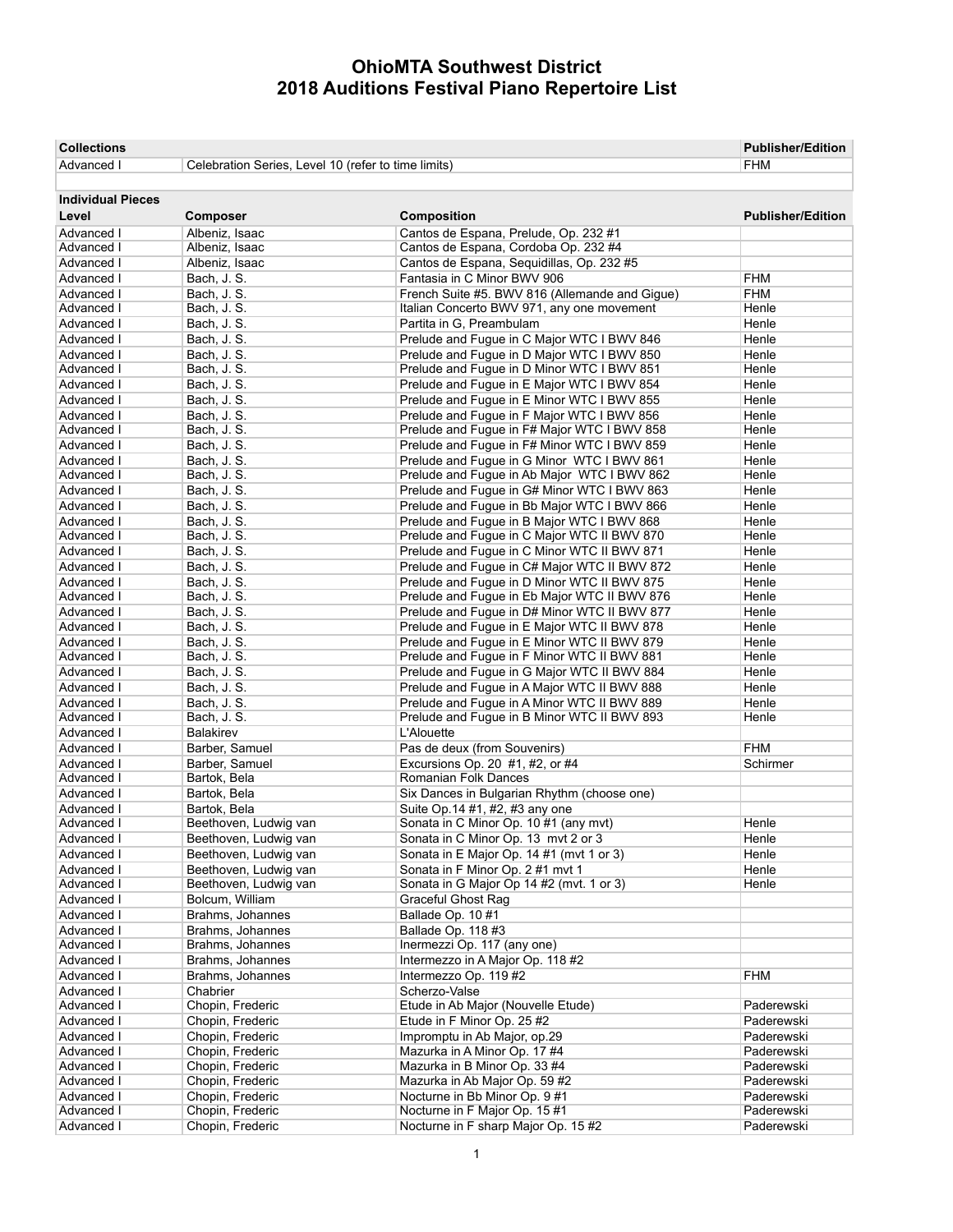# OhioMTA Southwest District
# 2018 Auditions Festival Piano Repertoire List

| Collections | | Publisher/Edition |
|---|---|---|
| Advanced I | Celebration Series, Level 10 (refer to time limits) | FHM |

**Individual Pieces**

| Level | Composer | Composition | Publisher/Edition |
|---|---|---|---|
| Advanced I | Albeniz, Isaac | Cantos de Espana, Prelude, Op. 232 #1 | |
| Advanced I | Albeniz, Isaac | Cantos de Espana, Cordoba Op. 232 #4 | |
| Advanced I | Albeniz, Isaac | Cantos de Espana, Sequidillas, Op. 232 #5 | |
| Advanced I | Bach, J. S. | Fantasia in C Minor BWV 906 | FHM |
| Advanced I | Bach, J. S. | French Suite #5. BWV 816 (Allemande and Gigue) | FHM |
| Advanced I | Bach, J. S. | Italian Concerto BWV 971, any one movement | Henle |
| Advanced I | Bach, J. S. | Partita in G, Preambulam | Henle |
| Advanced I | Bach, J. S. | Prelude and Fugue in C Major WTC I BWV 846 | Henle |
| Advanced I | Bach, J. S. | Prelude and Fugue in D Major WTC I BWV 850 | Henle |
| Advanced I | Bach, J. S. | Prelude and Fugue in D Minor WTC I BWV 851 | Henle |
| Advanced I | Bach, J. S. | Prelude and Fugue in E Major WTC I BWV 854 | Henle |
| Advanced I | Bach, J. S. | Prelude and Fugue in E Minor WTC I BWV 855 | Henle |
| Advanced I | Bach, J. S. | Prelude and Fugue in F Major WTC I BWV 856 | Henle |
| Advanced I | Bach, J. S. | Prelude and Fugue in F# Major WTC I BWV 858 | Henle |
| Advanced I | Bach, J. S. | Prelude and Fugue in F# Minor WTC I BWV 859 | Henle |
| Advanced I | Bach, J. S. | Prelude and Fugue in G Minor WTC I BWV 861 | Henle |
| Advanced I | Bach, J. S. | Prelude and Fugue in Ab Major WTC I BWV 862 | Henle |
| Advanced I | Bach, J. S. | Prelude and Fugue in G# Minor WTC I BWV 863 | Henle |
| Advanced I | Bach, J. S. | Prelude and Fugue in Bb Major WTC I BWV 866 | Henle |
| Advanced I | Bach, J. S. | Prelude and Fugue in B Major WTC I BWV 868 | Henle |
| Advanced I | Bach, J. S. | Prelude and Fugue in C Major WTC II BWV 870 | Henle |
| Advanced I | Bach, J. S. | Prelude and Fugue in C Minor WTC II BWV 871 | Henle |
| Advanced I | Bach, J. S. | Prelude and Fugue in C# Major WTC II BWV 872 | Henle |
| Advanced I | Bach, J. S. | Prelude and Fugue in D Minor WTC II BWV 875 | Henle |
| Advanced I | Bach, J. S. | Prelude and Fugue in Eb Major WTC II BWV 876 | Henle |
| Advanced I | Bach, J. S. | Prelude and Fugue in D# Minor WTC II BWV 877 | Henle |
| Advanced I | Bach, J. S. | Prelude and Fugue in E Major WTC II BWV 878 | Henle |
| Advanced I | Bach, J. S. | Prelude and Fugue in E Minor WTC II BWV 879 | Henle |
| Advanced I | Bach, J. S. | Prelude and Fugue in F Minor WTC II BWV 881 | Henle |
| Advanced I | Bach, J. S. | Prelude and Fugue in G Major WTC II BWV 884 | Henle |
| Advanced I | Bach, J. S. | Prelude and Fugue in A Major WTC II BWV 888 | Henle |
| Advanced I | Bach, J. S. | Prelude and Fugue in A Minor WTC II BWV 889 | Henle |
| Advanced I | Bach, J. S. | Prelude and Fugue in B Minor WTC II BWV 893 | Henle |
| Advanced I | Balakirev | L'Alouette | |
| Advanced I | Barber, Samuel | Pas de deux (from Souvenirs) | FHM |
| Advanced I | Barber, Samuel | Excursions Op. 20 #1, #2, or #4 | Schirmer |
| Advanced I | Bartok, Bela | Romanian Folk Dances | |
| Advanced I | Bartok, Bela | Six Dances in Bulgarian Rhythm (choose one) | |
| Advanced I | Bartok, Bela | Suite Op.14 #1, #2, #3 any one | |
| Advanced I | Beethoven, Ludwig van | Sonata in C Minor Op. 10 #1 (any mvt) | Henle |
| Advanced I | Beethoven, Ludwig van | Sonata in C Minor Op. 13 mvt 2 or 3 | Henle |
| Advanced I | Beethoven, Ludwig van | Sonata in E Major Op. 14 #1 (mvt 1 or 3) | Henle |
| Advanced I | Beethoven, Ludwig van | Sonata in F Minor Op. 2 #1 mvt 1 | Henle |
| Advanced I | Beethoven, Ludwig van | Sonata in G Major Op 14 #2 (mvt. 1 or 3) | Henle |
| Advanced I | Bolcum, William | Graceful Ghost Rag | |
| Advanced I | Brahms, Johannes | Ballade Op. 10 #1 | |
| Advanced I | Brahms, Johannes | Ballade Op. 118 #3 | |
| Advanced I | Brahms, Johannes | Inermezzi Op. 117 (any one) | |
| Advanced I | Brahms, Johannes | Intermezzo in A Major Op. 118 #2 | |
| Advanced I | Brahms, Johannes | Intermezzo Op. 119 #2 | FHM |
| Advanced I | Chabrier | Scherzo-Valse | |
| Advanced I | Chopin, Frederic | Etude in Ab Major (Nouvelle Etude) | Paderewski |
| Advanced I | Chopin, Frederic | Etude in F Minor Op. 25 #2 | Paderewski |
| Advanced I | Chopin, Frederic | Impromptu in Ab Major, op.29 | Paderewski |
| Advanced I | Chopin, Frederic | Mazurka in A Minor Op. 17 #4 | Paderewski |
| Advanced I | Chopin, Frederic | Mazurka in B Minor Op. 33 #4 | Paderewski |
| Advanced I | Chopin, Frederic | Mazurka in Ab Major Op. 59 #2 | Paderewski |
| Advanced I | Chopin, Frederic | Nocturne in Bb Minor Op. 9 #1 | Paderewski |
| Advanced I | Chopin, Frederic | Nocturne in F Major Op. 15 #1 | Paderewski |
| Advanced I | Chopin, Frederic | Nocturne in F sharp Major Op. 15 #2 | Paderewski |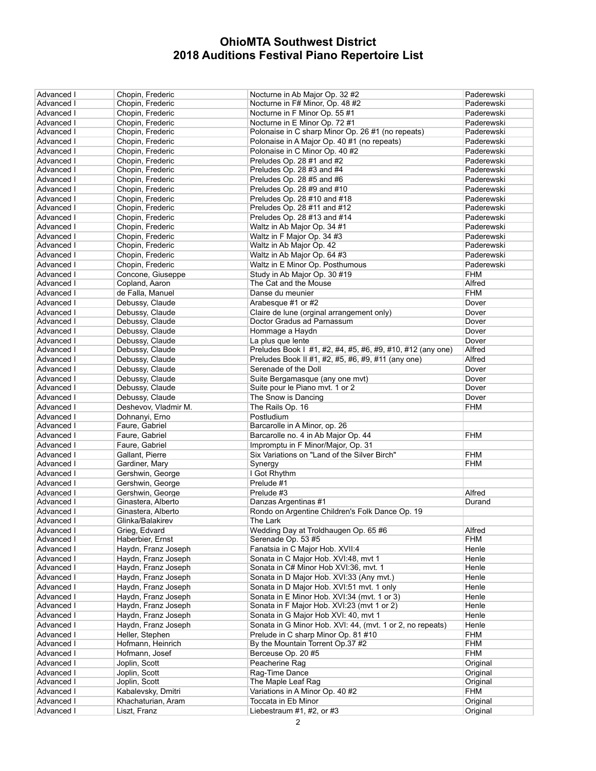# OhioMTA Southwest District
# 2018 Auditions Festival Piano Repertoire List

| | | | |
|---|---|---|---|
| Advanced I | Chopin, Frederic | Nocturne in Ab Major Op. 32 #2 | Paderewski |
| Advanced I | Chopin, Frederic | Nocturne in F# Minor, Op. 48 #2 | Paderewski |
| Advanced I | Chopin, Frederic | Nocturne in F Minor Op. 55 #1 | Paderewski |
| Advanced I | Chopin, Frederic | Nocturne in E Minor Op. 72 #1 | Paderewski |
| Advanced I | Chopin, Frederic | Polonaise in C sharp Minor Op. 26 #1 (no repeats) | Paderewski |
| Advanced I | Chopin, Frederic | Polonaise in A Major Op. 40 #1 (no repeats) | Paderewski |
| Advanced I | Chopin, Frederic | Polonaise in C Minor Op. 40 #2 | Paderewski |
| Advanced I | Chopin, Frederic | Preludes Op. 28 #1 and #2 | Paderewski |
| Advanced I | Chopin, Frederic | Preludes Op. 28 #3 and #4 | Paderewski |
| Advanced I | Chopin, Frederic | Preludes Op. 28 #5 and #6 | Paderewski |
| Advanced I | Chopin, Frederic | Preludes Op. 28 #9 and #10 | Paderewski |
| Advanced I | Chopin, Frederic | Preludes Op. 28 #10 and #18 | Paderewski |
| Advanced I | Chopin, Frederic | Preludes Op. 28 #11 and #12 | Paderewski |
| Advanced I | Chopin, Frederic | Preludes Op. 28 #13 and #14 | Paderewski |
| Advanced I | Chopin, Frederic | Waltz in Ab Major Op. 34 #1 | Paderewski |
| Advanced I | Chopin, Frederic | Waltz in F Major Op. 34 #3 | Paderewski |
| Advanced I | Chopin, Frederic | Waltz in Ab Major Op. 42 | Paderewski |
| Advanced I | Chopin, Frederic | Waltz in Ab Major Op. 64 #3 | Paderewski |
| Advanced I | Chopin, Frederic | Waltz in E Minor Op. Posthumous | Paderewski |
| Advanced I | Concone, Giuseppe | Study in Ab Major Op. 30 #19 | FHM |
| Advanced I | Copland, Aaron | The Cat and the Mouse | Alfred |
| Advanced I | de Falla, Manuel | Danse du meunier | FHM |
| Advanced I | Debussy, Claude | Arabesque #1 or #2 | Dover |
| Advanced I | Debussy, Claude | Claire de lune (orginal arrangement only) | Dover |
| Advanced I | Debussy, Claude | Doctor Gradus ad Parnassum | Dover |
| Advanced I | Debussy, Claude | Hommage a Haydn | Dover |
| Advanced I | Debussy, Claude | La plus que lente | Dover |
| Advanced I | Debussy, Claude | Preludes Book I #1, #2, #4, #5, #6, #9, #10, #12 (any one) | Alfred |
| Advanced I | Debussy, Claude | Preludes Book II #1, #2, #5, #6, #9, #11 (any one) | Alfred |
| Advanced I | Debussy, Claude | Serenade of the Doll | Dover |
| Advanced I | Debussy, Claude | Suite Bergamasque (any one mvt) | Dover |
| Advanced I | Debussy, Claude | Suite pour le Piano mvt. 1 or 2 | Dover |
| Advanced I | Debussy, Claude | The Snow is Dancing | Dover |
| Advanced I | Deshevov, Vladmir M. | The Rails Op. 16 | FHM |
| Advanced I | Dohnanyi, Erno | Postludium | |
| Advanced I | Faure, Gabriel | Barcarolle in A Minor, op. 26 | |
| Advanced I | Faure, Gabriel | Barcarolle no. 4 in Ab Major Op. 44 | FHM |
| Advanced I | Faure, Gabriel | Impromptu in F Minor/Major, Op. 31 | |
| Advanced I | Gallant, Pierre | Six Variations on "Land of the Silver Birch" | FHM |
| Advanced I | Gardiner, Mary | Synergy | FHM |
| Advanced I | Gershwin, George | I Got Rhythm | |
| Advanced I | Gershwin, George | Prelude #1 | |
| Advanced I | Gershwin, George | Prelude #3 | Alfred |
| Advanced I | Ginastera, Alberto | Danzas Argentinas #1 | Durand |
| Advanced I | Ginastera, Alberto | Rondo on Argentine Children's Folk Dance Op. 19 | |
| Advanced I | Glinka/Balakirev | The Lark | |
| Advanced I | Grieg, Edvard | Wedding Day at Troldhaugen Op. 65 #6 | Alfred |
| Advanced I | Haberbier, Ernst | Serenade Op. 53 #5 | FHM |
| Advanced I | Haydn, Franz Joseph | Fanatsia in C Major Hob. XVII:4 | Henle |
| Advanced I | Haydn, Franz Joseph | Sonata in C Major Hob. XVI:48, mvt 1 | Henle |
| Advanced I | Haydn, Franz Joseph | Sonata in C# Minor Hob XVI:36, mvt. 1 | Henle |
| Advanced I | Haydn, Franz Joseph | Sonata in D Major Hob. XVI:33 (Any mvt.) | Henle |
| Advanced I | Haydn, Franz Joseph | Sonata in D Major Hob. XVI:51 mvt. 1 only | Henle |
| Advanced I | Haydn, Franz Joseph | Sonata in E Minor Hob. XVI:34 (mvt. 1 or 3) | Henle |
| Advanced I | Haydn, Franz Joseph | Sonata in F Major Hob. XVI:23 (mvt 1 or 2) | Henle |
| Advanced I | Haydn, Franz Joseph | Sonata in G Major Hob XVI: 40, mvt 1 | Henle |
| Advanced I | Haydn, Franz Joseph | Sonata in G Minor Hob. XVI: 44, (mvt. 1 or 2, no repeats) | Henle |
| Advanced I | Heller, Stephen | Prelude in C sharp Minor Op. 81 #10 | FHM |
| Advanced I | Hofmann, Heinrich | By the Mountain Torrent Op.37 #2 | FHM |
| Advanced I | Hofmann, Josef | Berceuse Op. 20 #5 | FHM |
| Advanced I | Joplin, Scott | Peacherine Rag | Original |
| Advanced I | Joplin, Scott | Rag-Time Dance | Original |
| Advanced I | Joplin, Scott | The Maple Leaf Rag | Original |
| Advanced I | Kabalevsky, Dmitri | Variations in A Minor Op. 40 #2 | FHM |
| Advanced I | Khachaturian, Aram | Toccata in Eb Minor | Original |
| Advanced I | Liszt, Franz | Liebestraum #1, #2, or #3 | Original |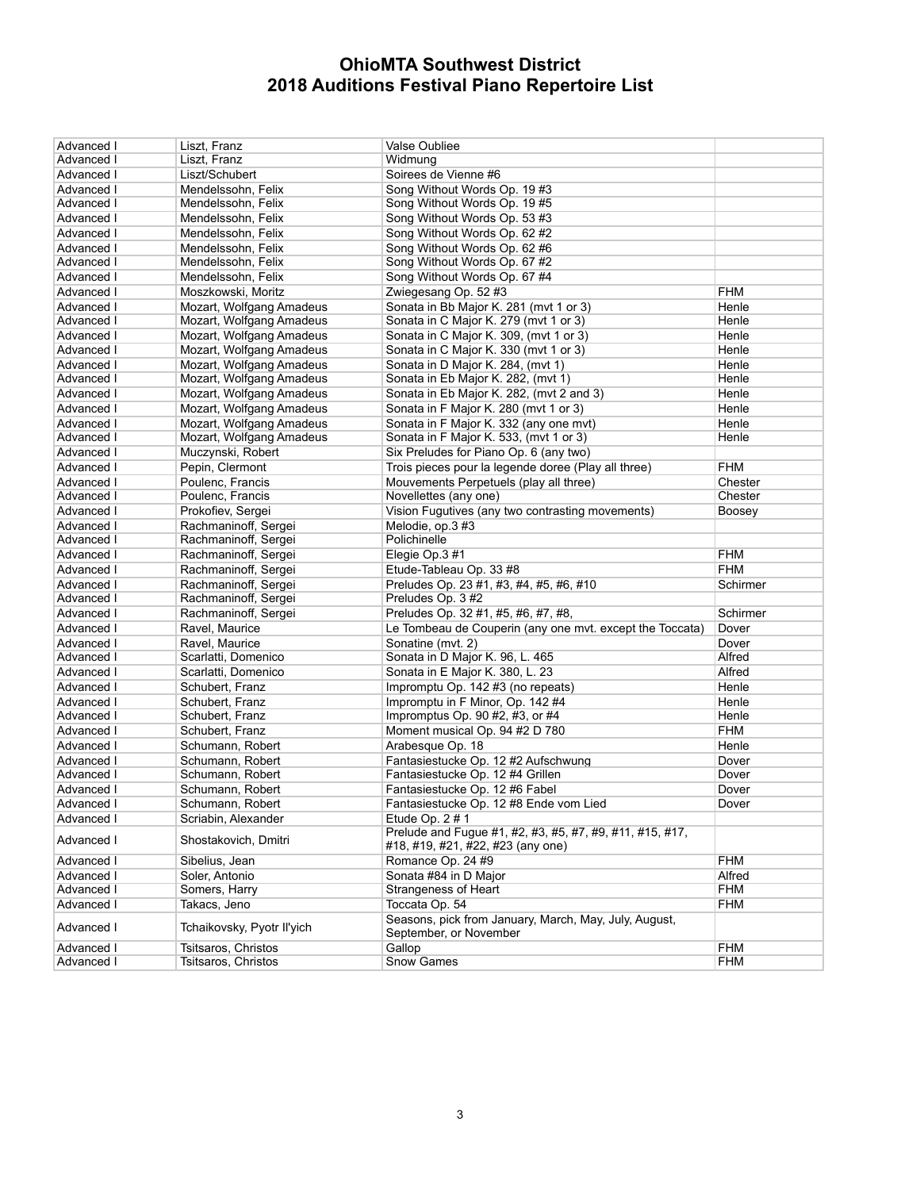# OhioMTA Southwest District
# 2018 Auditions Festival Piano Repertoire List

| | | | |
|---|---|---|---|
| Advanced I | Liszt, Franz | Valse Oubliee | |
| Advanced I | Liszt, Franz | Widmung | |
| Advanced I | Liszt/Schubert | Soirees de Vienne #6 | |
| Advanced I | Mendelssohn, Felix | Song Without Words Op. 19 #3 | |
| Advanced I | Mendelssohn, Felix | Song Without Words Op. 19 #5 | |
| Advanced I | Mendelssohn, Felix | Song Without Words Op. 53 #3 | |
| Advanced I | Mendelssohn, Felix | Song Without Words Op. 62 #2 | |
| Advanced I | Mendelssohn, Felix | Song Without Words Op. 62 #6 | |
| Advanced I | Mendelssohn, Felix | Song Without Words Op. 67 #2 | |
| Advanced I | Mendelssohn, Felix | Song Without Words Op. 67 #4 | |
| Advanced I | Moszkowski, Moritz | Zwiegesang Op. 52 #3 | FHM |
| Advanced I | Mozart, Wolfgang Amadeus | Sonata in Bb Major K. 281 (mvt 1 or 3) | Henle |
| Advanced I | Mozart, Wolfgang Amadeus | Sonata in C Major K. 279 (mvt 1 or 3) | Henle |
| Advanced I | Mozart, Wolfgang Amadeus | Sonata in C Major K. 309, (mvt 1 or 3) | Henle |
| Advanced I | Mozart, Wolfgang Amadeus | Sonata in C Major K. 330 (mvt 1 or 3) | Henle |
| Advanced I | Mozart, Wolfgang Amadeus | Sonata in D Major K. 284, (mvt 1) | Henle |
| Advanced I | Mozart, Wolfgang Amadeus | Sonata in Eb Major K. 282, (mvt 1) | Henle |
| Advanced I | Mozart, Wolfgang Amadeus | Sonata in Eb Major K. 282, (mvt 2 and 3) | Henle |
| Advanced I | Mozart, Wolfgang Amadeus | Sonata in F Major K. 280 (mvt 1 or 3) | Henle |
| Advanced I | Mozart, Wolfgang Amadeus | Sonata in F Major K. 332 (any one mvt) | Henle |
| Advanced I | Mozart, Wolfgang Amadeus | Sonata in F Major K. 533, (mvt 1 or 3) | Henle |
| Advanced I | Muczynski, Robert | Six Preludes for Piano Op. 6 (any two) | |
| Advanced I | Pepin, Clermont | Trois pieces pour la legende doree (Play all three) | FHM |
| Advanced I | Poulenc, Francis | Mouvements Perpetuels (play all three) | Chester |
| Advanced I | Poulenc, Francis | Novellettes (any one) | Chester |
| Advanced I | Prokofiev, Sergei | Vision Fugutives (any two contrasting movements) | Boosey |
| Advanced I | Rachmaninoff, Sergei | Melodie, op.3 #3 | |
| Advanced I | Rachmaninoff, Sergei | Polichinelle | |
| Advanced I | Rachmaninoff, Sergei | Elegie Op.3 #1 | FHM |
| Advanced I | Rachmaninoff, Sergei | Etude-Tableau Op. 33 #8 | FHM |
| Advanced I | Rachmaninoff, Sergei | Preludes Op. 23 #1, #3, #4, #5, #6, #10 | Schirmer |
| Advanced I | Rachmaninoff, Sergei | Preludes Op. 3 #2 | |
| Advanced I | Rachmaninoff, Sergei | Preludes Op. 32 #1, #5, #6, #7, #8, | Schirmer |
| Advanced I | Ravel, Maurice | Le Tombeau de Couperin (any one mvt. except the Toccata) | Dover |
| Advanced I | Ravel, Maurice | Sonatine (mvt. 2) | Dover |
| Advanced I | Scarlatti, Domenico | Sonata in D Major K. 96, L. 465 | Alfred |
| Advanced I | Scarlatti, Domenico | Sonata in E Major K. 380, L. 23 | Alfred |
| Advanced I | Schubert, Franz | Impromptu Op. 142 #3 (no repeats) | Henle |
| Advanced I | Schubert, Franz | Impromptu in F Minor, Op. 142 #4 | Henle |
| Advanced I | Schubert, Franz | Impromptus Op. 90 #2, #3, or #4 | Henle |
| Advanced I | Schubert, Franz | Moment musical Op. 94 #2 D 780 | FHM |
| Advanced I | Schumann, Robert | Arabesque Op. 18 | Henle |
| Advanced I | Schumann, Robert | Fantasiestucke Op. 12 #2 Aufschwung | Dover |
| Advanced I | Schumann, Robert | Fantasiestucke Op. 12 #4 Grillen | Dover |
| Advanced I | Schumann, Robert | Fantasiestucke Op. 12 #6 Fabel | Dover |
| Advanced I | Schumann, Robert | Fantasiestucke Op. 12 #8 Ende vom Lied | Dover |
| Advanced I | Scriabin, Alexander | Etude Op. 2 # 1 | |
| Advanced I | Shostakovich, Dmitri | Prelude and Fugue #1, #2, #3, #5, #7, #9, #11, #15, #17, #18, #19, #21, #22, #23 (any one) | |
| Advanced I | Sibelius, Jean | Romance Op. 24 #9 | FHM |
| Advanced I | Soler, Antonio | Sonata #84 in D Major | Alfred |
| Advanced I | Somers, Harry | Strangeness of Heart | FHM |
| Advanced I | Takacs, Jeno | Toccata Op. 54 | FHM |
| Advanced I | Tchaikovsky, Pyotr Il'yich | Seasons, pick from January, March, May, July, August, September, or November | |
| Advanced I | Tsitsaros, Christos | Gallop | FHM |
| Advanced I | Tsitsaros, Christos | Snow Games | FHM |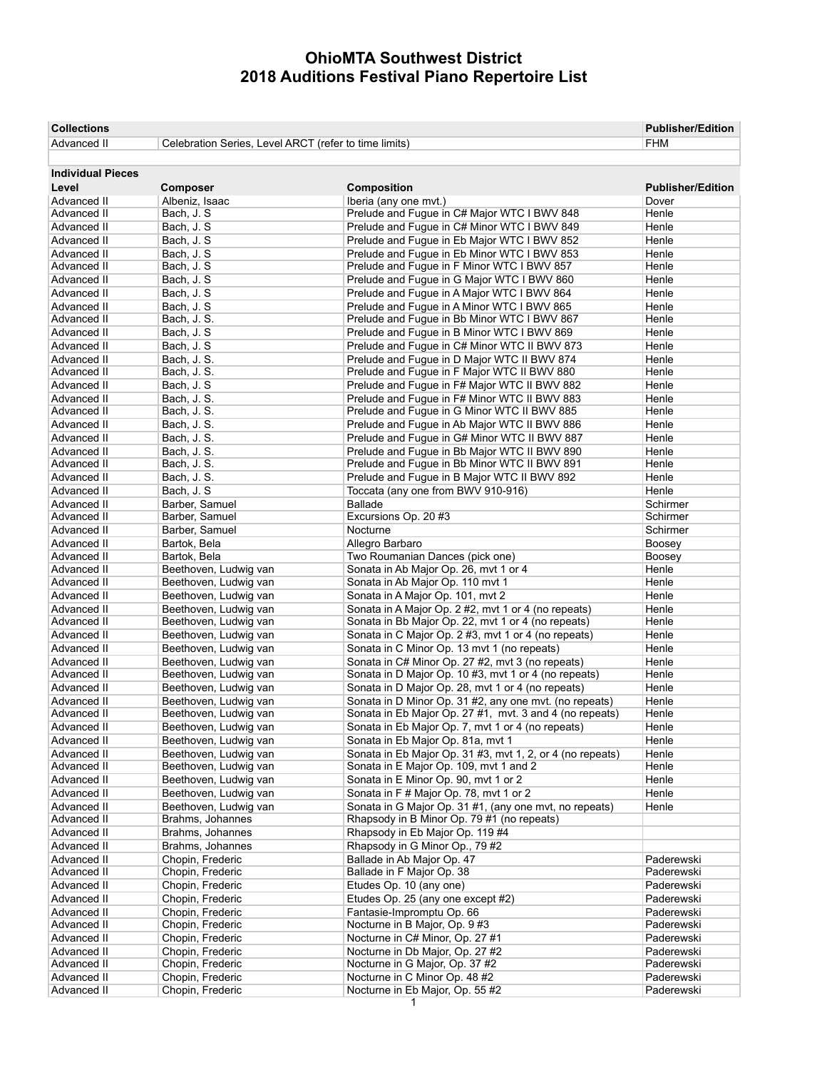# OhioMTA Southwest District
# 2018 Auditions Festival Piano Repertoire List

| Collections | | Publisher/Edition |
|---|---|---|
| Advanced II | Celebration Series, Level ARCT (refer to time limits) | FHM |

**Individual Pieces**

| Level | Composer | Composition | Publisher/Edition |
|---|---|---|---|
| Advanced II | Albeniz, Isaac | Iberia (any one mvt.) | Dover |
| Advanced II | Bach, J. S | Prelude and Fugue in C# Major WTC I BWV 848 | Henle |
| Advanced II | Bach, J. S | Prelude and Fugue in C# Minor WTC I BWV 849 | Henle |
| Advanced II | Bach, J. S | Prelude and Fugue in Eb Major WTC I BWV 852 | Henle |
| Advanced II | Bach, J. S | Prelude and Fugue in Eb Minor WTC I BWV 853 | Henle |
| Advanced II | Bach, J. S | Prelude and Fugue in F Minor WTC I BWV 857 | Henle |
| Advanced II | Bach, J. S | Prelude and Fugue in G Major WTC I BWV 860 | Henle |
| Advanced II | Bach, J. S | Prelude and Fugue in A Major WTC I BWV 864 | Henle |
| Advanced II | Bach, J. S | Prelude and Fugue in A Minor WTC I BWV 865 | Henle |
| Advanced II | Bach, J. S. | Prelude and Fugue in Bb Minor WTC I BWV 867 | Henle |
| Advanced II | Bach, J. S | Prelude and Fugue in B Minor WTC I BWV 869 | Henle |
| Advanced II | Bach, J. S | Prelude and Fugue in C# Minor WTC II BWV 873 | Henle |
| Advanced II | Bach, J. S. | Prelude and Fugue in D Major WTC II BWV 874 | Henle |
| Advanced II | Bach, J. S. | Prelude and Fugue in F Major WTC II BWV 880 | Henle |
| Advanced II | Bach, J. S | Prelude and Fugue in F# Major WTC II BWV 882 | Henle |
| Advanced II | Bach, J. S. | Prelude and Fugue in F# Minor WTC II BWV 883 | Henle |
| Advanced II | Bach, J. S. | Prelude and Fugue in G Minor WTC II BWV 885 | Henle |
| Advanced II | Bach, J. S. | Prelude and Fugue in Ab Major WTC II BWV 886 | Henle |
| Advanced II | Bach, J. S. | Prelude and Fugue in G# Minor WTC II BWV 887 | Henle |
| Advanced II | Bach, J. S. | Prelude and Fugue in Bb Major WTC II BWV 890 | Henle |
| Advanced II | Bach, J. S. | Prelude and Fugue in Bb Minor WTC II BWV 891 | Henle |
| Advanced II | Bach, J. S. | Prelude and Fugue in B Major WTC II BWV 892 | Henle |
| Advanced II | Bach, J. S | Toccata (any one from BWV 910-916) | Henle |
| Advanced II | Barber, Samuel | Ballade | Schirmer |
| Advanced II | Barber, Samuel | Excursions Op. 20 #3 | Schirmer |
| Advanced II | Barber, Samuel | Nocturne | Schirmer |
| Advanced II | Bartok, Bela | Allegro Barbaro | Boosey |
| Advanced II | Bartok, Bela | Two Roumanian Dances (pick one) | Boosey |
| Advanced II | Beethoven, Ludwig van | Sonata in Ab Major Op. 26, mvt 1 or 4 | Henle |
| Advanced II | Beethoven, Ludwig van | Sonata in Ab Major Op. 110 mvt 1 | Henle |
| Advanced II | Beethoven, Ludwig van | Sonata in A Major Op. 101, mvt 2 | Henle |
| Advanced II | Beethoven, Ludwig van | Sonata in A Major Op. 2 #2, mvt 1 or 4 (no repeats) | Henle |
| Advanced II | Beethoven, Ludwig van | Sonata in Bb Major Op. 22, mvt 1 or 4 (no repeats) | Henle |
| Advanced II | Beethoven, Ludwig van | Sonata in C Major Op. 2 #3, mvt 1 or 4 (no repeats) | Henle |
| Advanced II | Beethoven, Ludwig van | Sonata in C Minor Op. 13 mvt 1 (no repeats) | Henle |
| Advanced II | Beethoven, Ludwig van | Sonata in C# Minor Op. 27 #2, mvt 3 (no repeats) | Henle |
| Advanced II | Beethoven, Ludwig van | Sonata in D Major Op. 10 #3, mvt 1 or 4 (no repeats) | Henle |
| Advanced II | Beethoven, Ludwig van | Sonata in D Major Op. 28, mvt 1 or 4 (no repeats) | Henle |
| Advanced II | Beethoven, Ludwig van | Sonata in D Minor Op. 31 #2, any one mvt. (no repeats) | Henle |
| Advanced II | Beethoven, Ludwig van | Sonata in Eb Major Op. 27 #1, mvt. 3 and 4 (no repeats) | Henle |
| Advanced II | Beethoven, Ludwig van | Sonata in Eb Major Op. 7, mvt 1 or 4 (no repeats) | Henle |
| Advanced II | Beethoven, Ludwig van | Sonata in Eb Major Op. 81a, mvt 1 | Henle |
| Advanced II | Beethoven, Ludwig van | Sonata in Eb Major Op. 31 #3, mvt 1, 2, or 4 (no repeats) | Henle |
| Advanced II | Beethoven, Ludwig van | Sonata in E Major Op. 109, mvt 1 and 2 | Henle |
| Advanced II | Beethoven, Ludwig van | Sonata in E Minor Op. 90, mvt 1 or 2 | Henle |
| Advanced II | Beethoven, Ludwig van | Sonata in F # Major Op. 78, mvt 1 or 2 | Henle |
| Advanced II | Beethoven, Ludwig van | Sonata in G Major Op. 31 #1, (any one mvt, no repeats) | Henle |
| Advanced II | Brahms, Johannes | Rhapsody in B Minor Op. 79 #1 (no repeats) | |
| Advanced II | Brahms, Johannes | Rhapsody in Eb Major Op. 119 #4 | |
| Advanced II | Brahms, Johannes | Rhapsody in G Minor Op., 79 #2 | |
| Advanced II | Chopin, Frederic | Ballade in Ab Major Op. 47 | Paderewski |
| Advanced II | Chopin, Frederic | Ballade in F Major Op. 38 | Paderewski |
| Advanced II | Chopin, Frederic | Etudes Op. 10 (any one) | Paderewski |
| Advanced II | Chopin, Frederic | Etudes Op. 25 (any one except #2) | Paderewski |
| Advanced II | Chopin, Frederic | Fantasie-Impromptu Op. 66 | Paderewski |
| Advanced II | Chopin, Frederic | Nocturne in B Major, Op. 9 #3 | Paderewski |
| Advanced II | Chopin, Frederic | Nocturne in C# Minor, Op. 27 #1 | Paderewski |
| Advanced II | Chopin, Frederic | Nocturne in Db Major, Op. 27 #2 | Paderewski |
| Advanced II | Chopin, Frederic | Nocturne in G Major, Op. 37 #2 | Paderewski |
| Advanced II | Chopin, Frederic | Nocturne in C Minor Op. 48 #2 | Paderewski |
| Advanced II | Chopin, Frederic | Nocturne in Eb Major, Op. 55 #2 | Paderewski |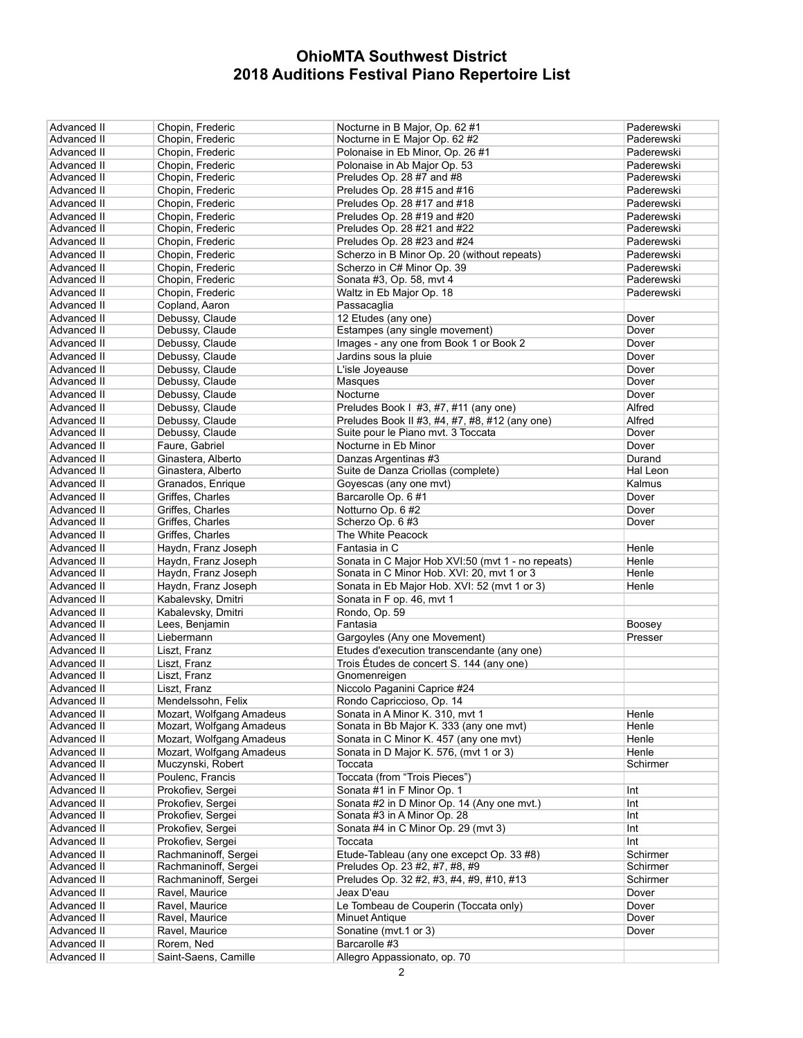# OhioMTA Southwest District
# 2018 Auditions Festival Piano Repertoire List

| | | | |
|---|---|---|---|
| Advanced II | Chopin, Frederic | Nocturne in B Major, Op. 62 #1 | Paderewski |
| Advanced II | Chopin, Frederic | Nocturne in E Major Op. 62 #2 | Paderewski |
| Advanced II | Chopin, Frederic | Polonaise in Eb Minor, Op. 26 #1 | Paderewski |
| Advanced II | Chopin, Frederic | Polonaise in Ab Major Op. 53 | Paderewski |
| Advanced II | Chopin, Frederic | Preludes Op. 28 #7 and #8 | Paderewski |
| Advanced II | Chopin, Frederic | Preludes Op. 28 #15 and #16 | Paderewski |
| Advanced II | Chopin, Frederic | Preludes Op. 28 #17 and #18 | Paderewski |
| Advanced II | Chopin, Frederic | Preludes Op. 28 #19 and #20 | Paderewski |
| Advanced II | Chopin, Frederic | Preludes Op. 28 #21 and #22 | Paderewski |
| Advanced II | Chopin, Frederic | Preludes Op. 28 #23 and #24 | Paderewski |
| Advanced II | Chopin, Frederic | Scherzo in B Minor Op. 20 (without repeats) | Paderewski |
| Advanced II | Chopin, Frederic | Scherzo in C# Minor Op. 39 | Paderewski |
| Advanced II | Chopin, Frederic | Sonata #3, Op. 58, mvt 4 | Paderewski |
| Advanced II | Chopin, Frederic | Waltz in Eb Major Op. 18 | Paderewski |
| Advanced II | Copland, Aaron | Passacaglia | |
| Advanced II | Debussy, Claude | 12 Etudes (any one) | Dover |
| Advanced II | Debussy, Claude | Estampes (any single movement) | Dover |
| Advanced II | Debussy, Claude | Images - any one from Book 1 or Book 2 | Dover |
| Advanced II | Debussy, Claude | Jardins sous la pluie | Dover |
| Advanced II | Debussy, Claude | L'isle Joyeause | Dover |
| Advanced II | Debussy, Claude | Masques | Dover |
| Advanced II | Debussy, Claude | Nocturne | Dover |
| Advanced II | Debussy, Claude | Preludes Book I #3, #7, #11 (any one) | Alfred |
| Advanced II | Debussy, Claude | Preludes Book II #3, #4, #7, #8, #12 (any one) | Alfred |
| Advanced II | Debussy, Claude | Suite pour le Piano mvt. 3 Toccata | Dover |
| Advanced II | Faure, Gabriel | Nocturne in Eb Minor | Dover |
| Advanced II | Ginastera, Alberto | Danzas Argentinas #3 | Durand |
| Advanced II | Ginastera, Alberto | Suite de Danza Criollas (complete) | Hal Leon |
| Advanced II | Granados, Enrique | Goyescas (any one mvt) | Kalmus |
| Advanced II | Griffes, Charles | Barcarolle Op. 6 #1 | Dover |
| Advanced II | Griffes, Charles | Notturno Op. 6 #2 | Dover |
| Advanced II | Griffes, Charles | Scherzo Op. 6 #3 | Dover |
| Advanced II | Griffes, Charles | The White Peacock | |
| Advanced II | Haydn, Franz Joseph | Fantasia in C | Henle |
| Advanced II | Haydn, Franz Joseph | Sonata in C Major Hob XVI:50 (mvt 1 - no repeats) | Henle |
| Advanced II | Haydn, Franz Joseph | Sonata in C Minor Hob. XVI: 20, mvt 1 or 3 | Henle |
| Advanced II | Haydn, Franz Joseph | Sonata in Eb Major Hob. XVI: 52 (mvt 1 or 3) | Henle |
| Advanced II | Kabalevsky, Dmitri | Sonata in F op. 46, mvt 1 | |
| Advanced II | Kabalevsky, Dmitri | Rondo, Op. 59 | |
| Advanced II | Lees, Benjamin | Fantasia | Boosey |
| Advanced II | Liebermann | Gargoyles (Any one Movement) | Presser |
| Advanced II | Liszt, Franz | Etudes d'execution transcendante (any one) | |
| Advanced II | Liszt, Franz | Trois Études de concert S. 144 (any one) | |
| Advanced II | Liszt, Franz | Gnomenreigen | |
| Advanced II | Liszt, Franz | Niccolo Paganini Caprice #24 | |
| Advanced II | Mendelssohn, Felix | Rondo Capriccioso, Op. 14 | |
| Advanced II | Mozart, Wolfgang Amadeus | Sonata in A Minor K. 310, mvt 1 | Henle |
| Advanced II | Mozart, Wolfgang Amadeus | Sonata in Bb Major K. 333 (any one mvt) | Henle |
| Advanced II | Mozart, Wolfgang Amadeus | Sonata in C Minor K. 457 (any one mvt) | Henle |
| Advanced II | Mozart, Wolfgang Amadeus | Sonata in D Major K. 576, (mvt 1 or 3) | Henle |
| Advanced II | Muczynski, Robert | Toccata | Schirmer |
| Advanced II | Poulenc, Francis | Toccata (from "Trois Pieces") | |
| Advanced II | Prokofiev, Sergei | Sonata #1 in F Minor Op. 1 | Int |
| Advanced II | Prokofiev, Sergei | Sonata #2 in D Minor Op. 14 (Any one mvt.) | Int |
| Advanced II | Prokofiev, Sergei | Sonata #3 in A Minor Op. 28 | Int |
| Advanced II | Prokofiev, Sergei | Sonata #4 in C Minor Op. 29 (mvt 3) | Int |
| Advanced II | Prokofiev, Sergei | Toccata | Int |
| Advanced II | Rachmaninoff, Sergei | Etude-Tableau (any one excepct Op. 33 #8) | Schirmer |
| Advanced II | Rachmaninoff, Sergei | Preludes Op. 23 #2, #7, #8, #9 | Schirmer |
| Advanced II | Rachmaninoff, Sergei | Preludes Op. 32 #2, #3, #4, #9, #10, #13 | Schirmer |
| Advanced II | Ravel, Maurice | Jeax D'eau | Dover |
| Advanced II | Ravel, Maurice | Le Tombeau de Couperin (Toccata only) | Dover |
| Advanced II | Ravel, Maurice | Minuet Antique | Dover |
| Advanced II | Ravel, Maurice | Sonatine (mvt.1 or 3) | Dover |
| Advanced II | Rorem, Ned | Barcarolle #3 | |
| Advanced II | Saint-Saens, Camille | Allegro Appassionato, op. 70 | |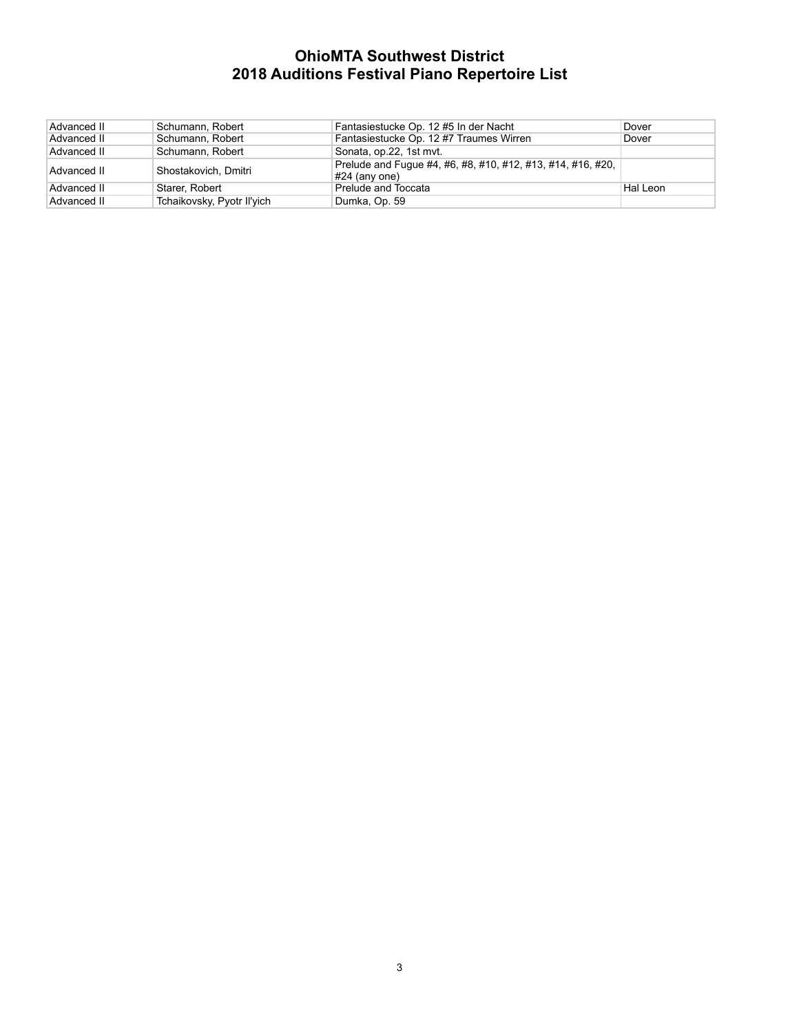# OhioMTA Southwest District
# 2018 Auditions Festival Piano Repertoire List

| | | | |
|---|---|---|---|
| Advanced II | Schumann, Robert | Fantasiestucke Op. 12 #5 In der Nacht | Dover |
| Advanced II | Schumann, Robert | Fantasiestucke Op. 12 #7 Traumes Wirren | Dover |
| Advanced II | Schumann, Robert | Sonata, op.22, 1st mvt. | |
| Advanced II | Shostakovich, Dmitri | Prelude and Fugue #4, #6, #8, #10, #12, #13, #14, #16, #20, #24 (any one) | |
| Advanced II | Starer, Robert | Prelude and Toccata | Hal Leon |
| Advanced II | Tchaikovsky, Pyotr Il'yich | Dumka, Op. 59 | |